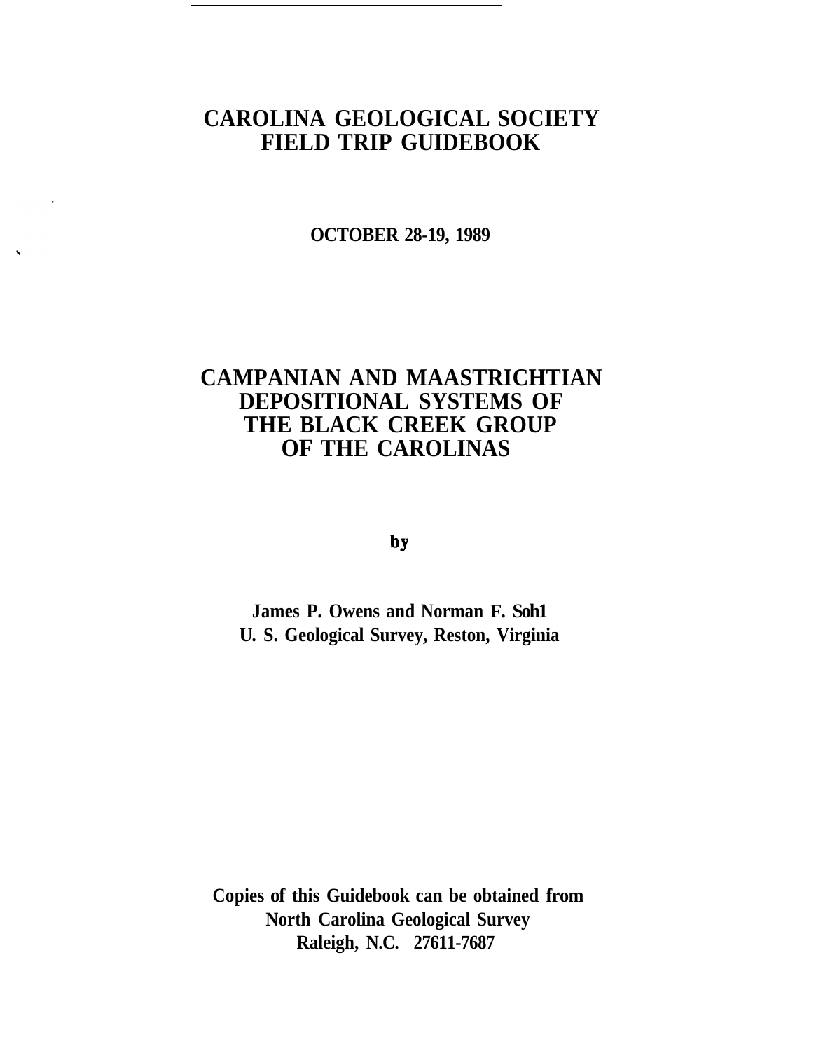# CAROLINA GEOLOGICAL SOCIETY FIELD TRIP GUIDEBOOK

**OCTOBER 28-19, 1989**

# CAMPANIAN AND MAASTRICHTIAN DEPOSITIONAL SYSTEMS OF THE BLACK CREEK GROUP OF THE CAROLINAS

**by**

**James P. Owens and Norman F. Soh1**
**U. S. Geological Survey, Reston, Virginia**

**Copies of this Guidebook can be obtained from**
**North Carolina Geological Survey**
**Raleigh, N.C. 27611-7687**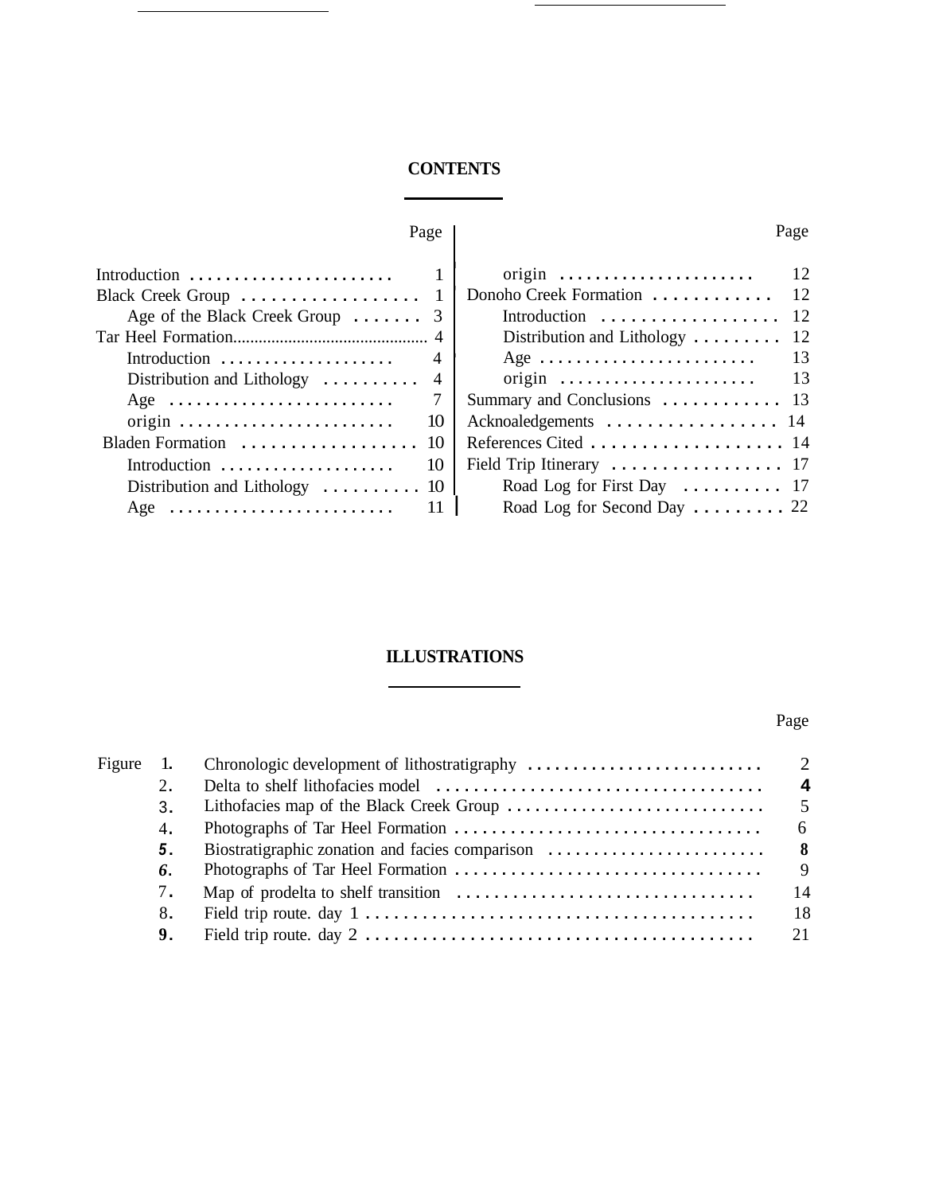# CONTENTS

| | Page |
|---|---|
| Introduction | 1 |
| Black Creek Group | 1 |
| Age of the Black Creek Group | 3 |
| Tar Heel Formation | 4 |
| Introduction | 4 |
| Distribution and Lithology | 4 |
| Age | 7 |
| origin | 10 |
| Bladen Formation | 10 |
| Introduction | 10 |
| Distribution and Lithology | 10 |
| Age | 11 |
| origin | 12 |
| Donoho Creek Formation | 12 |
| Introduction | 12 |
| Distribution and Lithology | 12 |
| Age | 13 |
| origin | 13 |
| Summary and Conclusions | 13 |
| Acknoaledgements | 14 |
| References Cited | 14 |
| Field Trip Itinerary | 17 |
| Road Log for First Day | 17 |
| Road Log for Second Day | 22 |

# ILLUSTRATIONS

| | | Page |
|---|---|---|
| Figure 1. | Chronologic development of lithostratigraphy | 2 |
| 2. | Delta to shelf lithofacies model | 4 |
| 3. | Lithofacies map of the Black Creek Group | 5 |
| 4. | Photographs of Tar Heel Formation | 6 |
| 5. | Biostratigraphic zonation and facies comparison | 8 |
| 6. | Photographs of Tar Heel Formation | 9 |
| 7. | Map of prodelta to shelf transition | 14 |
| 8. | Field trip route. day 1 | 18 |
| 9. | Field trip route. day 2 | 21 |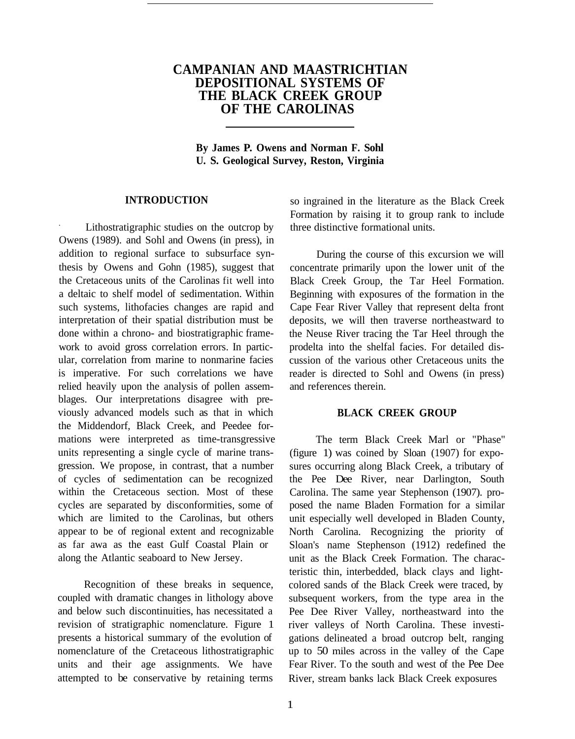# CAMPANIAN AND MAASTRICHTIAN DEPOSITIONAL SYSTEMS OF THE BLACK CREEK GROUP OF THE CAROLINAS

**By James P. Owens and Norman F. Sohl**
**U. S. Geological Survey, Reston, Virginia**

## INTRODUCTION

Lithostratigraphic studies on the outcrop by Owens (1989). and Sohl and Owens (in press), in addition to regional surface to subsurface synthesis by Owens and Gohn (1985), suggest that the Cretaceous units of the Carolinas fit well into a deltaic to shelf model of sedimentation. Within such systems, lithofacies changes are rapid and interpretation of their spatial distribution must be done within a chrono- and biostratigraphic framework to avoid gross correlation errors. In particular, correlation from marine to nonmarine facies is imperative. For such correlations we have relied heavily upon the analysis of pollen assemblages. Our interpretations disagree with previously advanced models such as that in which the Middendorf, Black Creek, and Peedee formations were interpreted as time-transgressive units representing a single cycle of marine transgression. We propose, in contrast, that a number of cycles of sedimentation can be recognized within the Cretaceous section. Most of these cycles are separated by disconformities, some of which are limited to the Carolinas, but others appear to be of regional extent and recognizable as far awa as the east Gulf Coastal Plain or along the Atlantic seaboard to New Jersey.

Recognition of these breaks in sequence, coupled with dramatic changes in lithology above and below such discontinuities, has necessitated a revision of stratigraphic nomenclature. Figure 1 presents a historical summary of the evolution of nomenclature of the Cretaceous lithostratigraphic units and their age assignments. We have attempted to be conservative by retaining terms so ingrained in the literature as the Black Creek Formation by raising it to group rank to include three distinctive formational units.

During the course of this excursion we will concentrate primarily upon the lower unit of the Black Creek Group, the Tar Heel Formation. Beginning with exposures of the formation in the Cape Fear River Valley that represent delta front deposits, we will then traverse northeastward to the Neuse River tracing the Tar Heel through the prodelta into the shelfal facies. For detailed discussion of the various other Cretaceous units the reader is directed to Sohl and Owens (in press) and references therein.

## BLACK CREEK GROUP

The term Black Creek Marl or "Phase" (figure 1) was coined by Sloan (1907) for exposures occurring along Black Creek, a tributary of the Pee Dee River, near Darlington, South Carolina. The same year Stephenson (1907). proposed the name Bladen Formation for a similar unit especially well developed in Bladen County, North Carolina. Recognizing the priority of Sloan's name Stephenson (1912) redefined the unit as the Black Creek Formation. The characteristic thin, interbedded, black clays and light-colored sands of the Black Creek were traced, by subsequent workers, from the type area in the Pee Dee River Valley, northeastward into the river valleys of North Carolina. These investigations delineated a broad outcrop belt, ranging up to 50 miles across in the valley of the Cape Fear River. To the south and west of the Pee Dee River, stream banks lack Black Creek exposures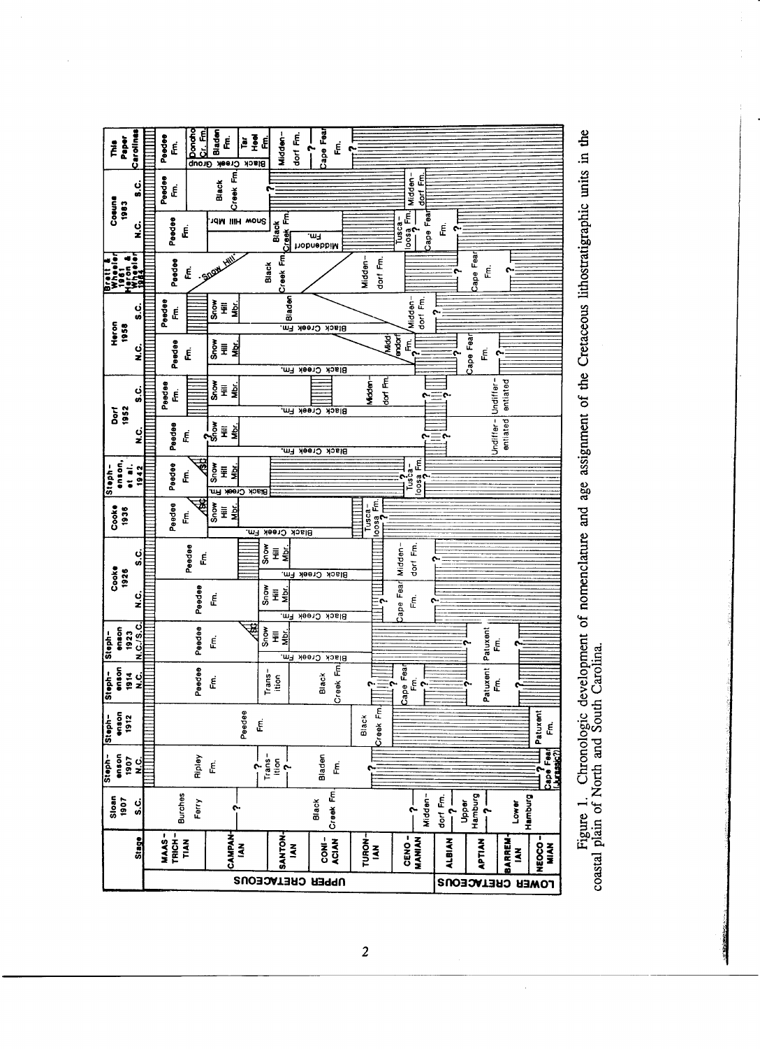Figure 1. Chronologic development of nomenclature and age assignment of the Cretaceous lithostratigraphic units in the coastal plain of North and South Carolina.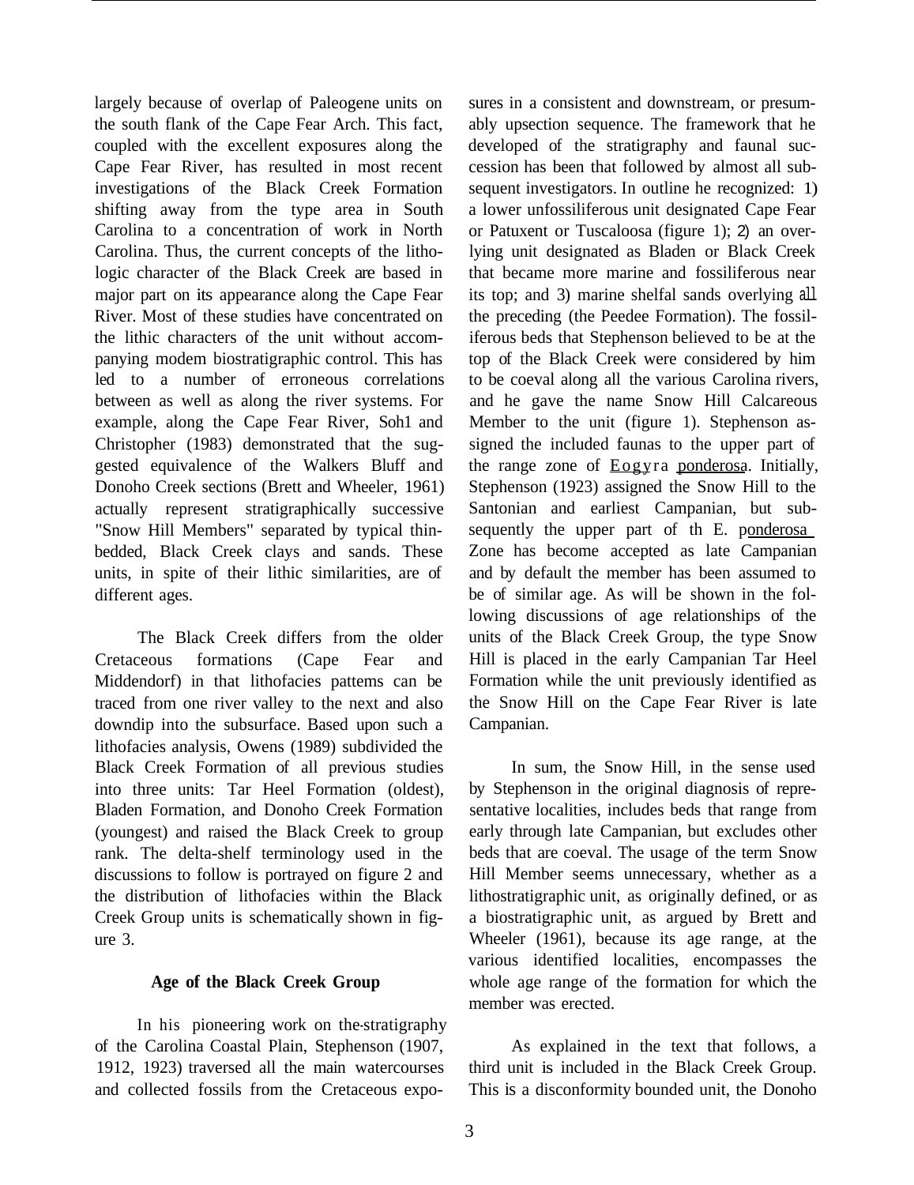largely because of overlap of Paleogene units on the south flank of the Cape Fear Arch. This fact, coupled with the excellent exposures along the Cape Fear River, has resulted in most recent investigations of the Black Creek Formation shifting away from the type area in South Carolina to a concentration of work in North Carolina. Thus, the current concepts of the lithologic character of the Black Creek are based in major part on its appearance along the Cape Fear River. Most of these studies have concentrated on the lithic characters of the unit without accompanying modem biostratigraphic control. This has led to a number of erroneous correlations between as well as along the river systems. For example, along the Cape Fear River, Soh1 and Christopher (1983) demonstrated that the suggested equivalence of the Walkers Bluff and Donoho Creek sections (Brett and Wheeler, 1961) actually represent stratigraphically successive "Snow Hill Members" separated by typical thin-bedded, Black Creek clays and sands. These units, in spite of their lithic similarities, are of different ages.

The Black Creek differs from the older Cretaceous formations (Cape Fear and Middendorf) in that lithofacies pattems can be traced from one river valley to the next and also downdip into the subsurface. Based upon such a lithofacies analysis, Owens (1989) subdivided the Black Creek Formation of all previous studies into three units: Tar Heel Formation (oldest), Bladen Formation, and Donoho Creek Formation (youngest) and raised the Black Creek to group rank. The delta-shelf terminology used in the discussions to follow is portrayed on figure 2 and the distribution of lithofacies within the Black Creek Group units is schematically shown in figure 3.

## Age of the Black Creek Group

In his pioneering work on the stratigraphy of the Carolina Coastal Plain, Stephenson (1907, 1912, 1923) traversed all the main watercourses and collected fossils from the Cretaceous exposures in a consistent and downstream, or presumably upsection sequence. The framework that he developed of the stratigraphy and faunal succession has been that followed by almost all subsequent investigators. In outline he recognized: 1) a lower unfossiliferous unit designated Cape Fear or Patuxent or Tuscaloosa (figure 1); 2) an overlying unit designated as Bladen or Black Creek that became more marine and fossiliferous near its top; and 3) marine shelfal sands overlying all the preceding (the Peedee Formation). The fossiliferous beds that Stephenson believed to be at the top of the Black Creek were considered by him to be coeval along all the various Carolina rivers, and he gave the name Snow Hill Calcareous Member to the unit (figure 1). Stephenson assigned the included faunas to the upper part of the range zone of *Eogyra ponderosa*. Initially, Stephenson (1923) assigned the Snow Hill to the Santonian and earliest Campanian, but subsequently the upper part of th *E. ponderosa* Zone has become accepted as late Campanian and by default the member has been assumed to be of similar age. As will be shown in the following discussions of age relationships of the units of the Black Creek Group, the type Snow Hill is placed in the early Campanian Tar Heel Formation while the unit previously identified as the Snow Hill on the Cape Fear River is late Campanian.

In sum, the Snow Hill, in the sense used by Stephenson in the original diagnosis of representative localities, includes beds that range from early through late Campanian, but excludes other beds that are coeval. The usage of the term Snow Hill Member seems unnecessary, whether as a lithostratigraphic unit, as originally defined, or as a biostratigraphic unit, as argued by Brett and Wheeler (1961), because its age range, at the various identified localities, encompasses the whole age range of the formation for which the member was erected.

As explained in the text that follows, a third unit is included in the Black Creek Group. This is a disconformity bounded unit, the Donoho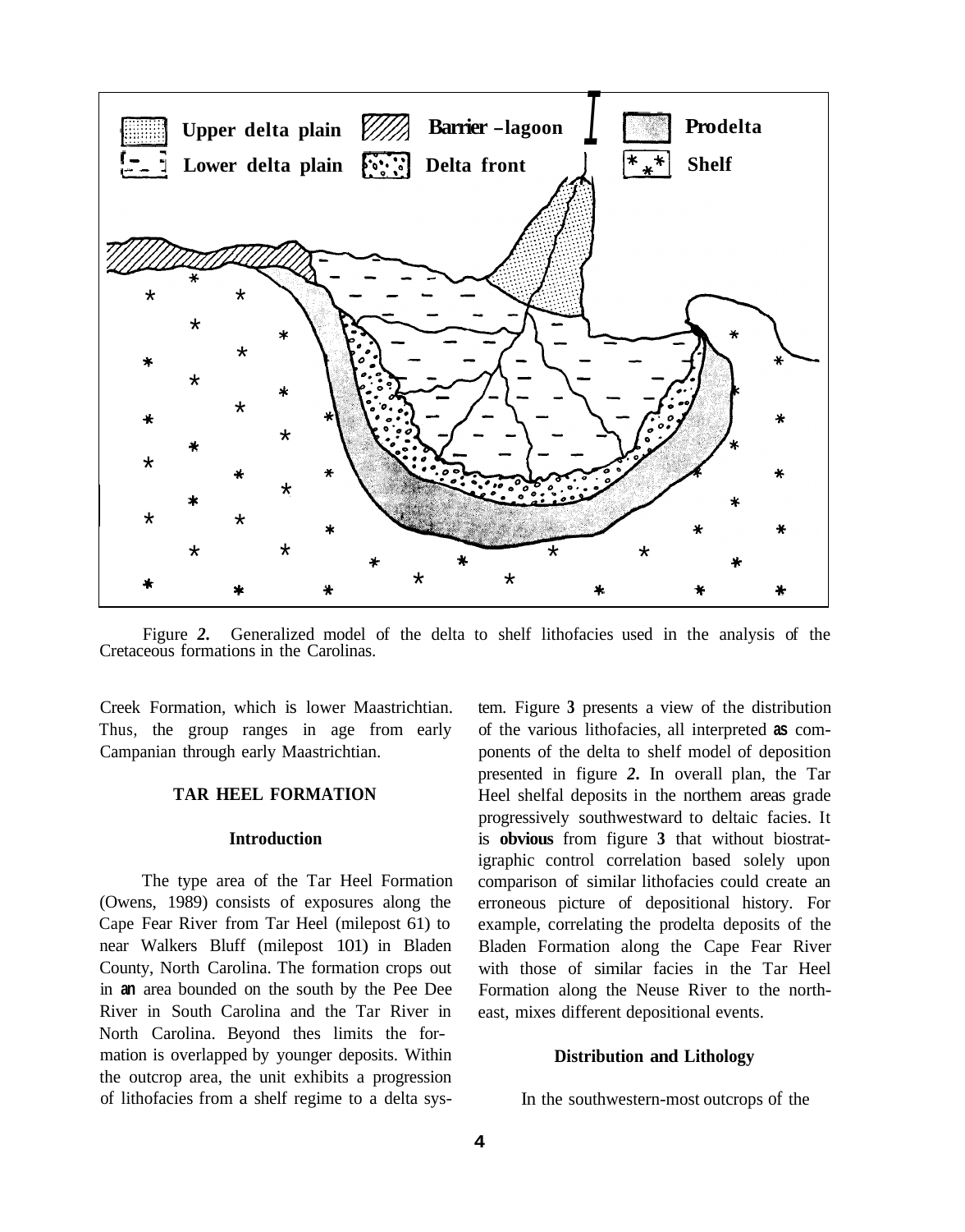Figure *2.* Generalized model of the delta to shelf lithofacies used in the analysis of the Cretaceous formations in the Carolinas.

Creek Formation, which is lower Maastrichtian. Thus, the group ranges in age from early Campanian through early Maastrichtian.

## TAR HEEL FORMATION

### Introduction

The type area of the Tar Heel Formation (Owens, 1989) consists of exposures along the Cape Fear River from Tar Heel (milepost 61) to near Walkers Bluff (milepost 101) in Bladen County, North Carolina. The formation crops out in **an** area bounded on the south by the Pee Dee River in South Carolina and the Tar River in North Carolina. Beyond thes limits the formation is overlapped by younger deposits. Within the outcrop area, the unit exhibits a progression of lithofacies from a shelf regime to a delta system. Figure **3** presents a view of the distribution of the various lithofacies, all interpreted **as** components of the delta to shelf model of deposition presented in figure *2***.** In overall plan, the Tar Heel shelfal deposits in the northem areas grade progressively southwestward to deltaic facies. It is **obvious** from figure **3** that without biostratigraphic control correlation based solely upon comparison of similar lithofacies could create an erroneous picture of depositional history. For example, correlating the prodelta deposits of the Bladen Formation along the Cape Fear River with those of similar facies in the Tar Heel Formation along the Neuse River to the northeast, mixes different depositional events.

### Distribution and Lithology

In the southwestern-most outcrops of the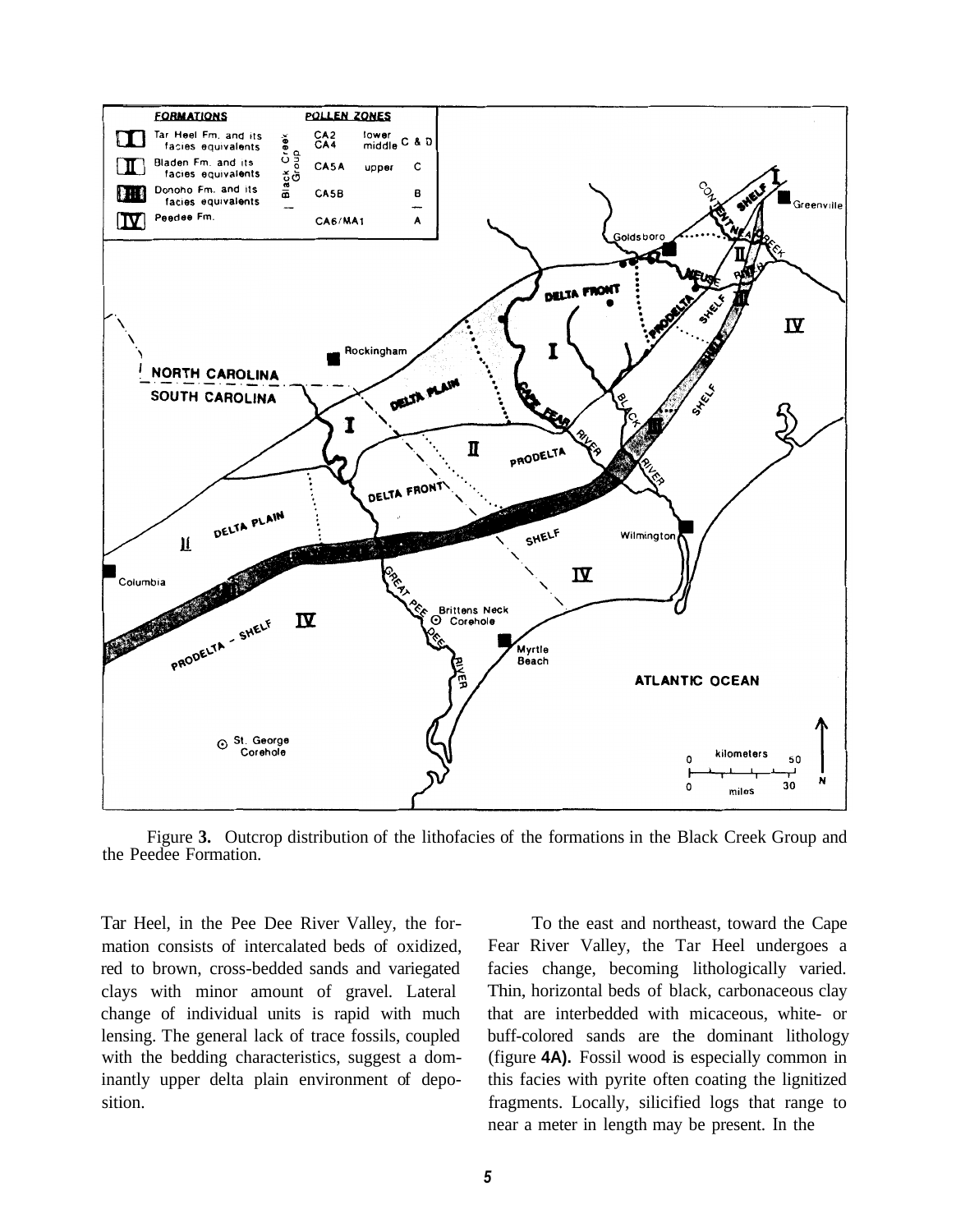Figure 3. Outcrop distribution of the lithofacies of the formations in the Black Creek Group and the Peedee Formation.

Tar Heel, in the Pee Dee River Valley, the formation consists of intercalated beds of oxidized, red to brown, cross-bedded sands and variegated clays with minor amount of gravel. Lateral change of individual units is rapid with much lensing. The general lack of trace fossils, coupled with the bedding characteristics, suggest a dominantly upper delta plain environment of deposition.

To the east and northeast, toward the Cape Fear River Valley, the Tar Heel undergoes a facies change, becoming lithologically varied. Thin, horizontal beds of black, carbonaceous clay that are interbedded with micaceous, white- or buff-colored sands are the dominant lithology (figure **4A).** Fossil wood is especially common in this facies with pyrite often coating the lignitized fragments. Locally, silicified logs that range to near a meter in length may be present. In the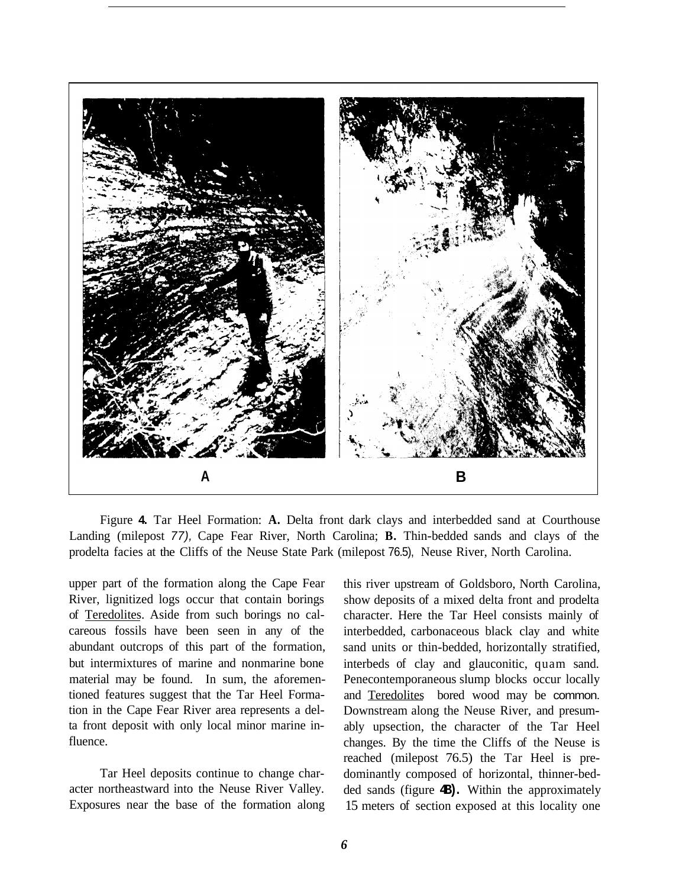A B

Figure **4.** Tar Heel Formation: **A.** Delta front dark clays and interbedded sand at Courthouse Landing (milepost *77),* Cape Fear River, North Carolina; **B.** Thin-bedded sands and clays of the prodelta facies at the Cliffs of the Neuse State Park (milepost 76.5), Neuse River, North Carolina.

upper part of the formation along the Cape Fear River, lignitized logs occur that contain borings of Teredolites. Aside from such borings no calcareous fossils have been seen in any of the abundant outcrops of this part of the formation, but intermixtures of marine and nonmarine bone material may be found. In sum, the aforementioned features suggest that the Tar Heel Formation in the Cape Fear River area represents a delta front deposit with only local minor marine influence.

Tar Heel deposits continue to change character northeastward into the Neuse River Valley. Exposures near the base of the formation along this river upstream of Goldsboro, North Carolina, show deposits of a mixed delta front and prodelta character. Here the Tar Heel consists mainly of interbedded, carbonaceous black clay and white sand units or thin-bedded, horizontally stratified, interbeds of clay and glauconitic, quam sand. Penecontemporaneous slump blocks occur locally and Teredolites bored wood may be common. Downstream along the Neuse River, and presumably upsection, the character of the Tar Heel changes. By the time the Cliffs of the Neuse is reached (milepost 76.5) the Tar Heel is predominantly composed of horizontal, thinner-bedded sands (figure **4B).** Within the approximately 15 meters of section exposed at this locality one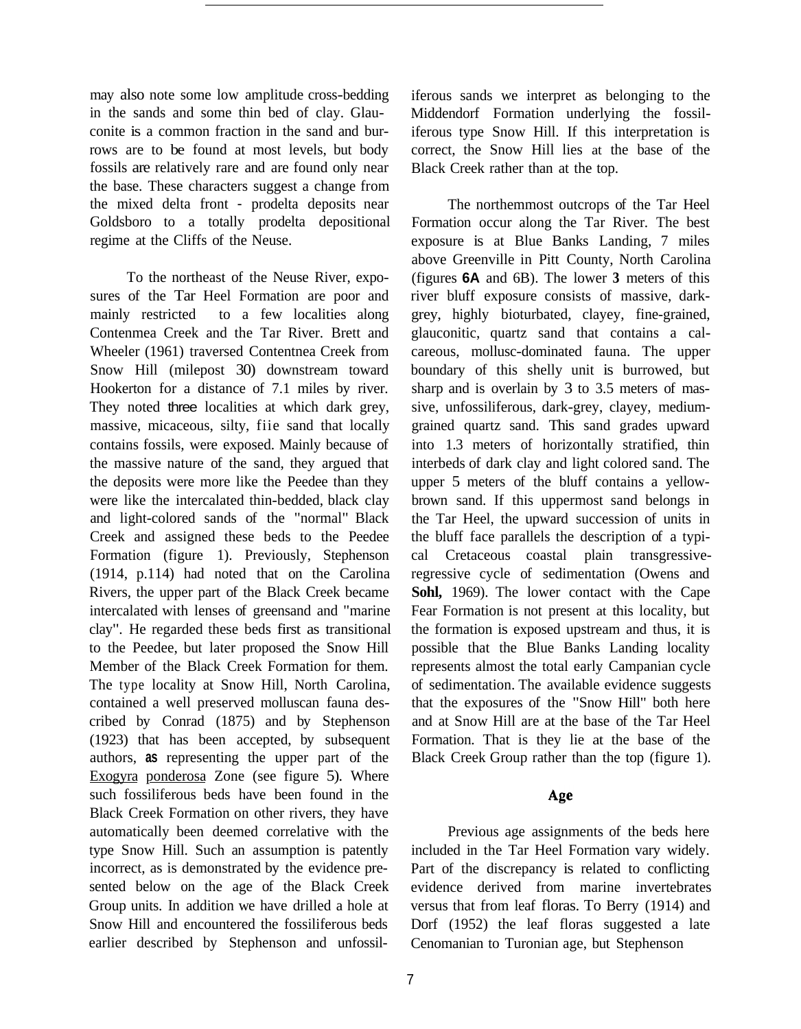may also note some low amplitude cross-bedding in the sands and some thin bed of clay. Glauconite is a common fraction in the sand and burrows are to be found at most levels, but body fossils are relatively rare and are found only near the base. These characters suggest a change from the mixed delta front - prodelta deposits near Goldsboro to a totally prodelta depositional regime at the Cliffs of the Neuse.

To the northeast of the Neuse River, exposures of the Tar Heel Formation are poor and mainly restricted to a few localities along Contenmea Creek and the Tar River. Brett and Wheeler (1961) traversed Contentnea Creek from Snow Hill (milepost 30) downstream toward Hookerton for a distance of 7.1 miles by river. They noted three localities at which dark grey, massive, micaceous, silty, fiie sand that locally contains fossils, were exposed. Mainly because of the massive nature of the sand, they argued that the deposits were more like the Peedee than they were like the intercalated thin-bedded, black clay and light-colored sands of the "normal" Black Creek and assigned these beds to the Peedee Formation (figure 1). Previously, Stephenson (1914, p.114) had noted that on the Carolina Rivers, the upper part of the Black Creek became intercalated with lenses of greensand and "marine clay". He regarded these beds first as transitional to the Peedee, but later proposed the Snow Hill Member of the Black Creek Formation for them. The type locality at Snow Hill, North Carolina, contained a well preserved molluscan fauna described by Conrad (1875) and by Stephenson (1923) that has been accepted, by subsequent authors, as representing the upper part of the Exogyra ponderosa Zone (see figure 5). Where such fossiliferous beds have been found in the Black Creek Formation on other rivers, they have automatically been deemed correlative with the type Snow Hill. Such an assumption is patently incorrect, as is demonstrated by the evidence presented below on the age of the Black Creek Group units. In addition we have drilled a hole at Snow Hill and encountered the fossiliferous beds earlier described by Stephenson and unfossiliferous sands we interpret as belonging to the Middendorf Formation underlying the fossiliferous type Snow Hill. If this interpretation is correct, the Snow Hill lies at the base of the Black Creek rather than at the top.

The northemmost outcrops of the Tar Heel Formation occur along the Tar River. The best exposure is at Blue Banks Landing, 7 miles above Greenville in Pitt County, North Carolina (figures **6A** and 6B). The lower **3** meters of this river bluff exposure consists of massive, dark-grey, highly bioturbated, clayey, fine-grained, glauconitic, quartz sand that contains a calcareous, mollusc-dominated fauna. The upper boundary of this shelly unit is burrowed, but sharp and is overlain by 3 to 3.5 meters of massive, unfossiliferous, dark-grey, clayey, medium-grained quartz sand. This sand grades upward into 1.3 meters of horizontally stratified, thin interbeds of dark clay and light colored sand. The upper 5 meters of the bluff contains a yellow-brown sand. If this uppermost sand belongs in the Tar Heel, the upward succession of units in the bluff face parallels the description of a typical Cretaceous coastal plain transgressive-regressive cycle of sedimentation (Owens and **Sohl,** 1969). The lower contact with the Cape Fear Formation is not present at this locality, but the formation is exposed upstream and thus, it is possible that the Blue Banks Landing locality represents almost the total early Campanian cycle of sedimentation. The available evidence suggests that the exposures of the "Snow Hill" both here and at Snow Hill are at the base of the Tar Heel Formation. That is they lie at the base of the Black Creek Group rather than the top (figure 1).

## Age

Previous age assignments of the beds here included in the Tar Heel Formation vary widely. Part of the discrepancy is related to conflicting evidence derived from marine invertebrates versus that from leaf floras. To Berry (1914) and Dorf (1952) the leaf floras suggested a late Cenomanian to Turonian age, but Stephenson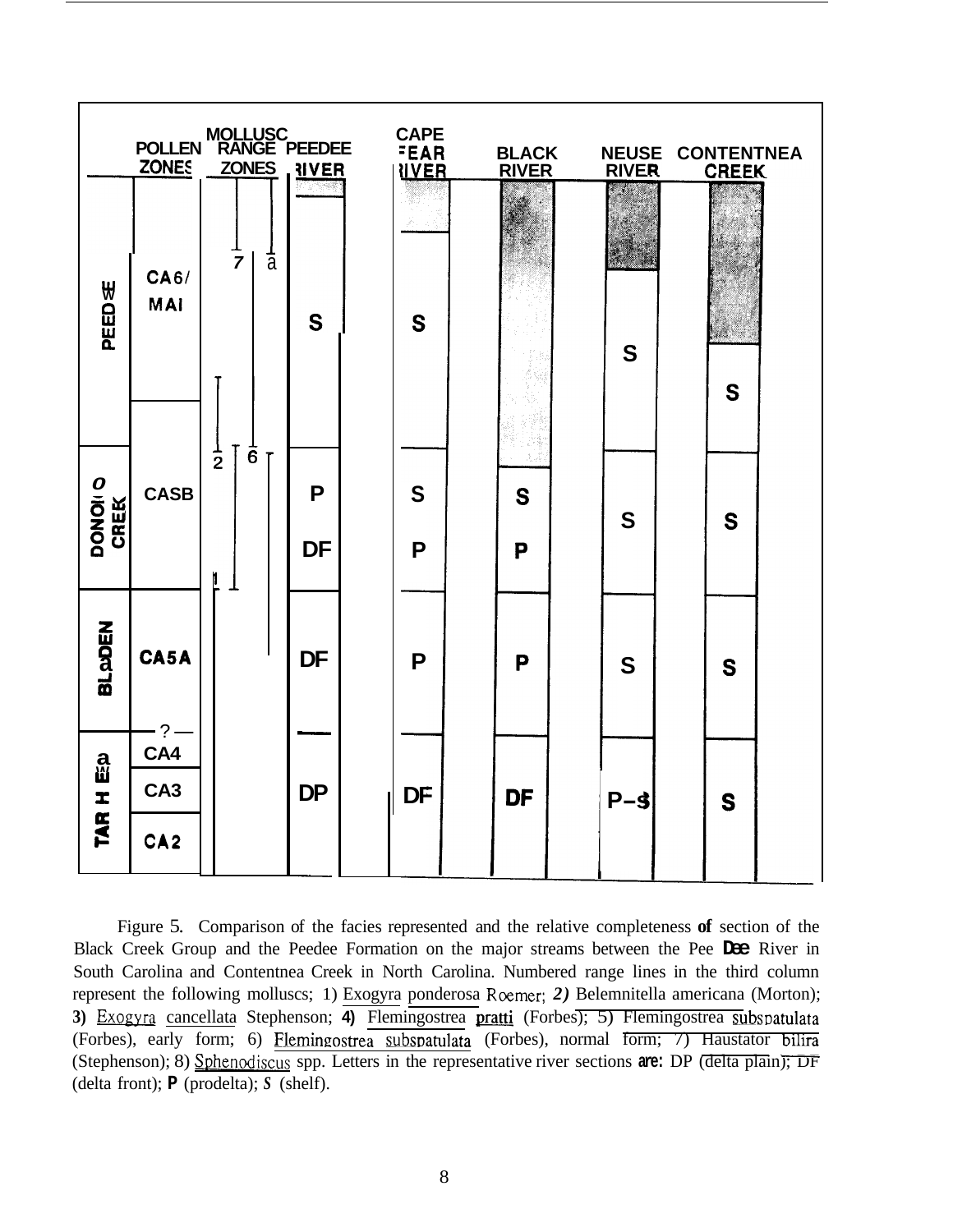| Formation | Pollen Zones | Peedee River | Cape Fear River | Black River | Neuse River | Contentnea Creek |
|---|---|---|---|---|---|---|
| Peedee | CA6/MAI | S | S | | S | S |
| Donoho Creek | CASB | P, DF | S, P | S, P | S | S |
| Bladen | CA5A | DF | P | P | S | S |
| Tar Heel | ? CA4, CA3, CA2 | DP | DF | DF | P–S | S |

Figure 5. Comparison of the facies represented and the relative completeness of section of the Black Creek Group and the Peedee Formation on the major streams between the Pee Dee River in South Carolina and Contentnea Creek in North Carolina. Numbered range lines in the third column represent the following molluscs; 1) Exogyra ponderosa Roemer; 2) Belemnitella americana (Morton); 3) Exogyra cancellata Stephenson; 4) Flemingostrea pratti (Forbes); 5) Flemingostrea subspatulata (Forbes), early form; 6) Flemingostrea subspatulata (Forbes), normal form; 7) Haustator bilira (Stephenson); 8) Sphenodiscus spp. Letters in the representative river sections are: DP (delta plain); DF (delta front); P (prodelta); S (shelf).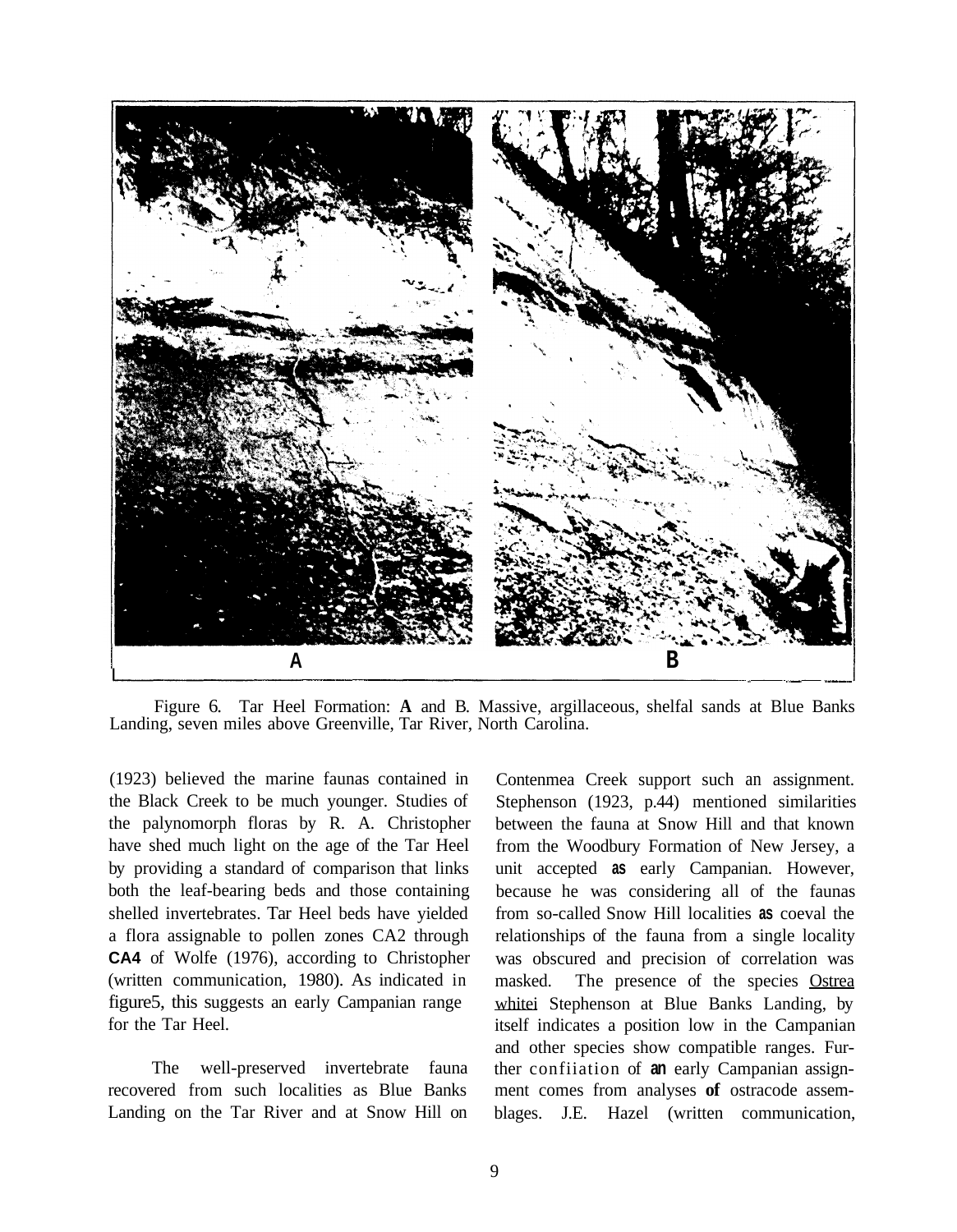Figure 6. Tar Heel Formation: **A** and B. Massive, argillaceous, shelfal sands at Blue Banks Landing, seven miles above Greenville, Tar River, North Carolina.

(1923) believed the marine faunas contained in the Black Creek to be much younger. Studies of the palynomorph floras by R. A. Christopher have shed much light on the age of the Tar Heel by providing a standard of comparison that links both the leaf-bearing beds and those containing shelled invertebrates. Tar Heel beds have yielded a flora assignable to pollen zones CA2 through CA4 of Wolfe (1976), according to Christopher (written communication, 1980). As indicated in figure5, this suggests an early Campanian range for the Tar Heel.

The well-preserved invertebrate fauna recovered from such localities as Blue Banks Landing on the Tar River and at Snow Hill on Contenmea Creek support such an assignment. Stephenson (1923, p.44) mentioned similarities between the fauna at Snow Hill and that known from the Woodbury Formation of New Jersey, a unit accepted as early Campanian. However, because he was considering all of the faunas from so-called Snow Hill localities as coeval the relationships of the fauna from a single locality was obscured and precision of correlation was masked. The presence of the species Ostrea whitei Stephenson at Blue Banks Landing, by itself indicates a position low in the Campanian and other species show compatible ranges. Further confiiation of an early Campanian assignment comes from analyses of ostracode assemblages. J.E. Hazel (written communication,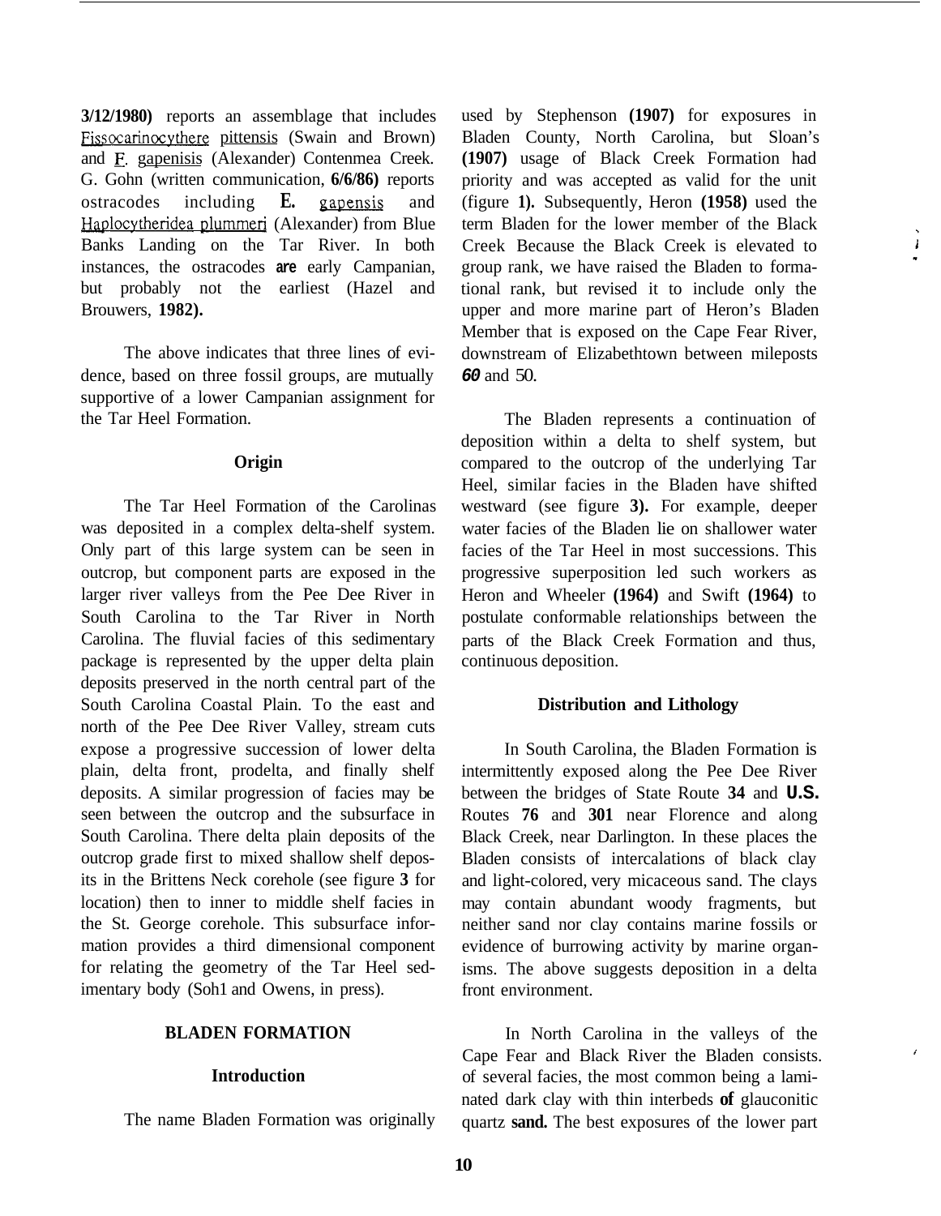3/12/1980) reports an assemblage that includes Fissocarinocythere pittensis (Swain and Brown) and F. gapenisis (Alexander) Contenmea Creek. G. Gohn (written communication, 6/6/86) reports ostracodes including F. gapensis and Haplocytheridea plummeri (Alexander) from Blue Banks Landing on the Tar River. In both instances, the ostracodes are early Campanian, but probably not the earliest (Hazel and Brouwers, 1982).

The above indicates that three lines of evidence, based on three fossil groups, are mutually supportive of a lower Campanian assignment for the Tar Heel Formation.

### Origin

The Tar Heel Formation of the Carolinas was deposited in a complex delta-shelf system. Only part of this large system can be seen in outcrop, but component parts are exposed in the larger river valleys from the Pee Dee River in South Carolina to the Tar River in North Carolina. The fluvial facies of this sedimentary package is represented by the upper delta plain deposits preserved in the north central part of the South Carolina Coastal Plain. To the east and north of the Pee Dee River Valley, stream cuts expose a progressive succession of lower delta plain, delta front, prodelta, and finally shelf deposits. A similar progression of facies may be seen between the outcrop and the subsurface in South Carolina. There delta plain deposits of the outcrop grade first to mixed shallow shelf deposits in the Brittens Neck corehole (see figure 3 for location) then to inner to middle shelf facies in the St. George corehole. This subsurface information provides a third dimensional component for relating the geometry of the Tar Heel sedimentary body (Sohl and Owens, in press).

## BLADEN FORMATION

### Introduction

The name Bladen Formation was originally used by Stephenson (1907) for exposures in Bladen County, North Carolina, but Sloan's (1907) usage of Black Creek Formation had priority and was accepted as valid for the unit (figure 1). Subsequently, Heron (1958) used the term Bladen for the lower member of the Black Creek Because the Black Creek is elevated to group rank, we have raised the Bladen to formational rank, but revised it to include only the upper and more marine part of Heron's Bladen Member that is exposed on the Cape Fear River, downstream of Elizabethtown between mileposts 60 and 50.

The Bladen represents a continuation of deposition within a delta to shelf system, but compared to the outcrop of the underlying Tar Heel, similar facies in the Bladen have shifted westward (see figure 3). For example, deeper water facies of the Bladen lie on shallower water facies of the Tar Heel in most successions. This progressive superposition led such workers as Heron and Wheeler (1964) and Swift (1964) to postulate conformable relationships between the parts of the Black Creek Formation and thus, continuous deposition.

### Distribution and Lithology

In South Carolina, the Bladen Formation is intermittently exposed along the Pee Dee River between the bridges of State Route 34 and U.S. Routes 76 and 301 near Florence and along Black Creek, near Darlington. In these places the Bladen consists of intercalations of black clay and light-colored, very micaceous sand. The clays may contain abundant woody fragments, but neither sand nor clay contains marine fossils or evidence of burrowing activity by marine organisms. The above suggests deposition in a delta front environment.

In North Carolina in the valleys of the Cape Fear and Black River the Bladen consists. of several facies, the most common being a laminated dark clay with thin interbeds of glauconitic quartz sand. The best exposures of the lower part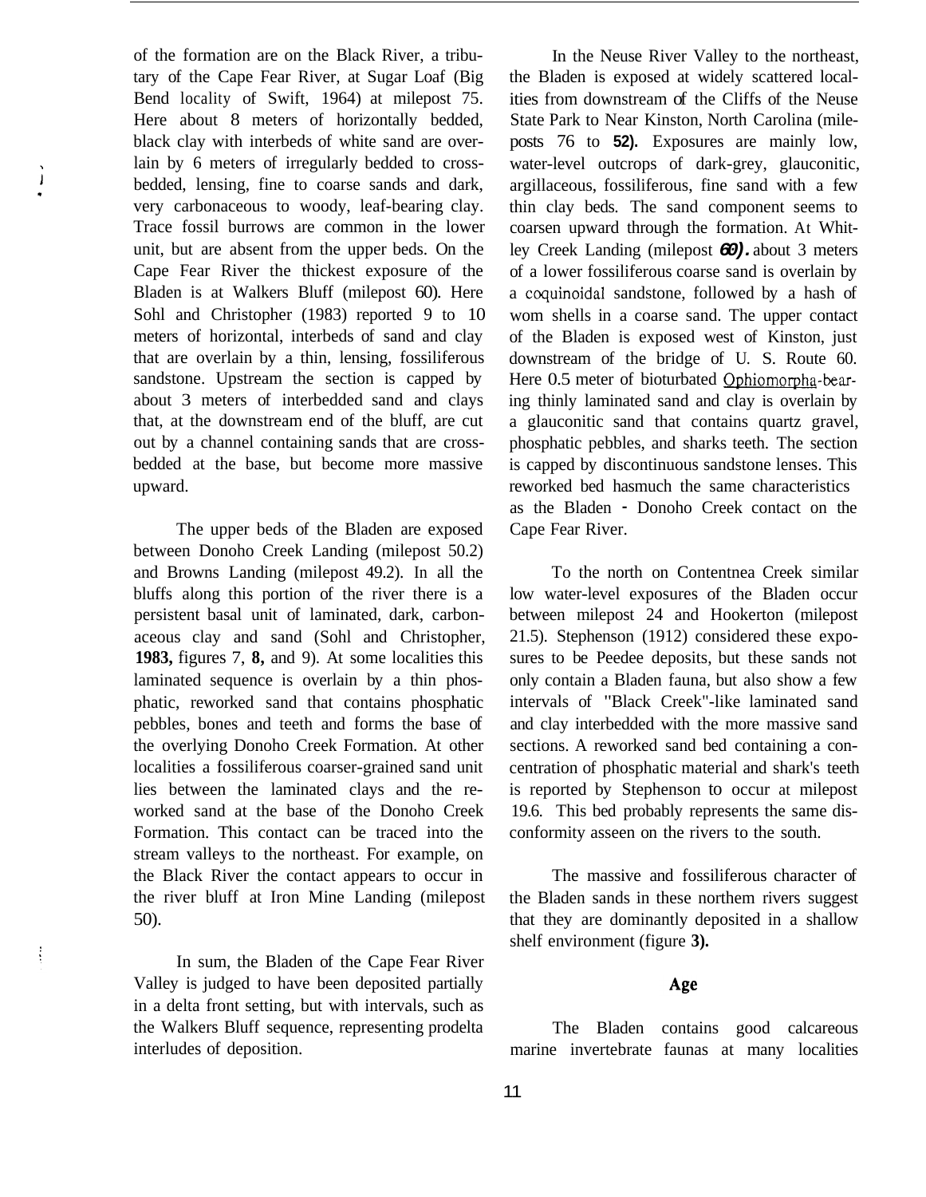of the formation are on the Black River, a tributary of the Cape Fear River, at Sugar Loaf (Big Bend locality of Swift, 1964) at milepost 75. Here about 8 meters of horizontally bedded, black clay with interbeds of white sand are overlain by 6 meters of irregularly bedded to cross-bedded, lensing, fine to coarse sands and dark, very carbonaceous to woody, leaf-bearing clay. Trace fossil burrows are common in the lower unit, but are absent from the upper beds. On the Cape Fear River the thickest exposure of the Bladen is at Walkers Bluff (milepost 60). Here Sohl and Christopher (1983) reported 9 to 10 meters of horizontal, interbeds of sand and clay that are overlain by a thin, lensing, fossiliferous sandstone. Upstream the section is capped by about 3 meters of interbedded sand and clays that, at the downstream end of the bluff, are cut out by a channel containing sands that are cross-bedded at the base, but become more massive upward.

The upper beds of the Bladen are exposed between Donoho Creek Landing (milepost 50.2) and Browns Landing (milepost 49.2). In all the bluffs along this portion of the river there is a persistent basal unit of laminated, dark, carbonaceous clay and sand (Sohl and Christopher, **1983,** figures 7, **8,** and 9). At some localities this laminated sequence is overlain by a thin phosphatic, reworked sand that contains phosphatic pebbles, bones and teeth and forms the base of the overlying Donoho Creek Formation. At other localities a fossiliferous coarser-grained sand unit lies between the laminated clays and the reworked sand at the base of the Donoho Creek Formation. This contact can be traced into the stream valleys to the northeast. For example, on the Black River the contact appears to occur in the river bluff at Iron Mine Landing (milepost 50).

In sum, the Bladen of the Cape Fear River Valley is judged to have been deposited partially in a delta front setting, but with intervals, such as the Walkers Bluff sequence, representing prodelta interludes of deposition.

In the Neuse River Valley to the northeast, the Bladen is exposed at widely scattered localities from downstream of the Cliffs of the Neuse State Park to Near Kinston, North Carolina (mileposts 76 to **52).** Exposures are mainly low, water-level outcrops of dark-grey, glauconitic, argillaceous, fossiliferous, fine sand with a few thin clay beds. The sand component seems to coarsen upward through the formation. At Whitley Creek Landing (milepost **60).** about 3 meters of a lower fossiliferous coarse sand is overlain by a coquinoidal sandstone, followed by a hash of wom shells in a coarse sand. The upper contact of the Bladen is exposed west of Kinston, just downstream of the bridge of U. S. Route 60. Here 0.5 meter of bioturbated Ophiomorpha-bearing thinly laminated sand and clay is overlain by a glauconitic sand that contains quartz gravel, phosphatic pebbles, and sharks teeth. The section is capped by discontinuous sandstone lenses. This reworked bed hasmuch the same characteristics as the Bladen - Donoho Creek contact on the Cape Fear River.

To the north on Contentnea Creek similar low water-level exposures of the Bladen occur between milepost 24 and Hookerton (milepost 21.5). Stephenson (1912) considered these exposures to be Peedee deposits, but these sands not only contain a Bladen fauna, but also show a few intervals of "Black Creek"-like laminated sand and clay interbedded with the more massive sand sections. A reworked sand bed containing a concentration of phosphatic material and shark's teeth is reported by Stephenson to occur at milepost 19.6. This bed probably represents the same disconformity asseen on the rivers to the south.

The massive and fossiliferous character of the Bladen sands in these northem rivers suggest that they are dominantly deposited in a shallow shelf environment (figure **3).**

## Age

The Bladen contains good calcareous marine invertebrate faunas at many localities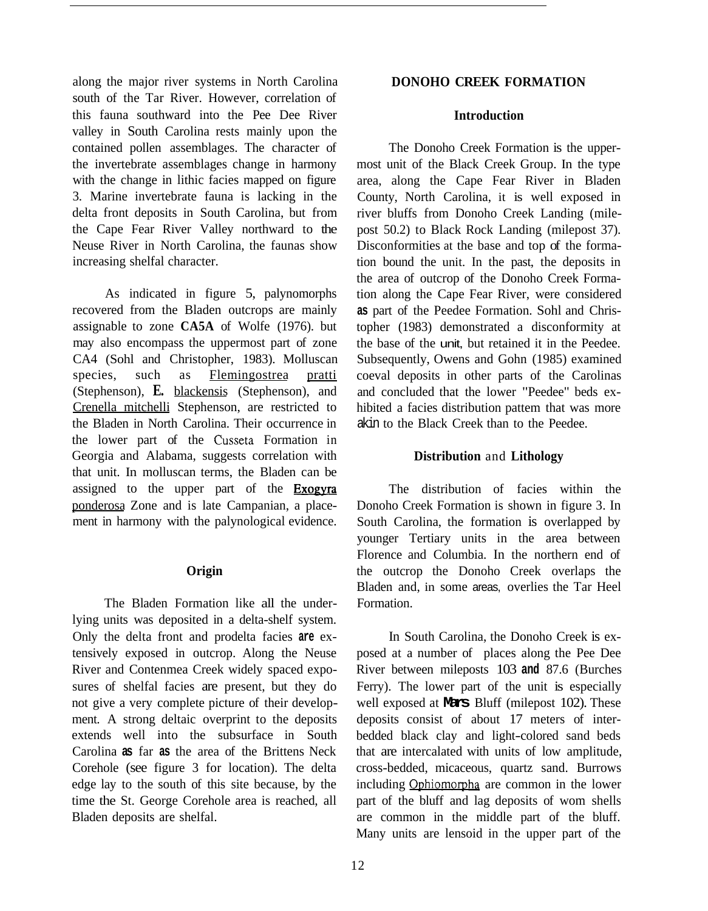along the major river systems in North Carolina south of the Tar River. However, correlation of this fauna southward into the Pee Dee River valley in South Carolina rests mainly upon the contained pollen assemblages. The character of the invertebrate assemblages change in harmony with the change in lithic facies mapped on figure 3. Marine invertebrate fauna is lacking in the delta front deposits in South Carolina, but from the Cape Fear River Valley northward to the Neuse River in North Carolina, the faunas show increasing shelfal character.

As indicated in figure 5, palynomorphs recovered from the Bladen outcrops are mainly assignable to zone **CA5A** of Wolfe (1976). but may also encompass the uppermost part of zone CA4 (Sohl and Christopher, 1983). Molluscan species, such as Flemingostrea pratti (Stephenson), E. blackensis (Stephenson), and Crenella mitchelli Stephenson, are restricted to the Bladen in North Carolina. Their occurrence in the lower part of the Cusseta Formation in Georgia and Alabama, suggests correlation with that unit. In molluscan terms, the Bladen can be assigned to the upper part of the Exogyra ponderosa Zone and is late Campanian, a placement in harmony with the palynological evidence.

### Origin

The Bladen Formation like all the underlying units was deposited in a delta-shelf system. Only the delta front and prodelta facies are extensively exposed in outcrop. Along the Neuse River and Contenmea Creek widely spaced exposures of shelfal facies are present, but they do not give a very complete picture of their development. A strong deltaic overprint to the deposits extends well into the subsurface in South Carolina as far as the area of the Brittens Neck Corehole (see figure 3 for location). The delta edge lay to the south of this site because, by the time the St. George Corehole area is reached, all Bladen deposits are shelfal.

## DONOHO CREEK FORMATION

### Introduction

The Donoho Creek Formation is the uppermost unit of the Black Creek Group. In the type area, along the Cape Fear River in Bladen County, North Carolina, it is well exposed in river bluffs from Donoho Creek Landing (milepost 50.2) to Black Rock Landing (milepost 37). Disconformities at the base and top of the formation bound the unit. In the past, the deposits in the area of outcrop of the Donoho Creek Formation along the Cape Fear River, were considered as part of the Peedee Formation. Sohl and Christopher (1983) demonstrated a disconformity at the base of the unit, but retained it in the Peedee. Subsequently, Owens and Gohn (1985) examined coeval deposits in other parts of the Carolinas and concluded that the lower "Peedee" beds exhibited a facies distribution pattem that was more akin to the Black Creek than to the Peedee.

### Distribution and Lithology

The distribution of facies within the Donoho Creek Formation is shown in figure 3. In South Carolina, the formation is overlapped by younger Tertiary units in the area between Florence and Columbia. In the northern end of the outcrop the Donoho Creek overlaps the Bladen and, in some areas, overlies the Tar Heel Formation.

In South Carolina, the Donoho Creek is exposed at a number of places along the Pee Dee River between mileposts 103 and 87.6 (Burches Ferry). The lower part of the unit is especially well exposed at Mars Bluff (milepost 102). These deposits consist of about 17 meters of interbedded black clay and light-colored sand beds that are intercalated with units of low amplitude, cross-bedded, micaceous, quartz sand. Burrows including Ophiomorpha are common in the lower part of the bluff and lag deposits of wom shells are common in the middle part of the bluff. Many units are lensoid in the upper part of the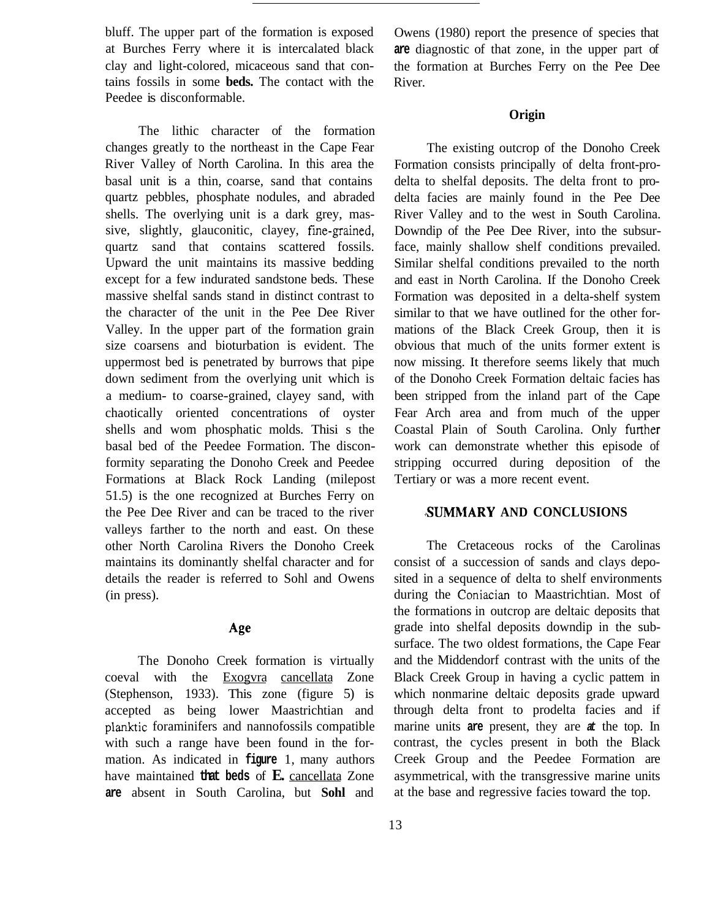bluff. The upper part of the formation is exposed at Burches Ferry where it is intercalated black clay and light-colored, micaceous sand that contains fossils in some beds. The contact with the Peedee is disconformable.

The lithic character of the formation changes greatly to the northeast in the Cape Fear River Valley of North Carolina. In this area the basal unit is a thin, coarse, sand that contains quartz pebbles, phosphate nodules, and abraded shells. The overlying unit is a dark grey, massive, slightly, glauconitic, clayey, fine-grained, quartz sand that contains scattered fossils. Upward the unit maintains its massive bedding except for a few indurated sandstone beds. These massive shelfal sands stand in distinct contrast to the character of the unit in the Pee Dee River Valley. In the upper part of the formation grain size coarsens and bioturbation is evident. The uppermost bed is penetrated by burrows that pipe down sediment from the overlying unit which is a medium- to coarse-grained, clayey sand, with chaotically oriented concentrations of oyster shells and wom phosphatic molds. Thisi s the basal bed of the Peedee Formation. The disconformity separating the Donoho Creek and Peedee Formations at Black Rock Landing (milepost 51.5) is the one recognized at Burches Ferry on the Pee Dee River and can be traced to the river valleys farther to the north and east. On these other North Carolina Rivers the Donoho Creek maintains its dominantly shelfal character and for details the reader is referred to Sohl and Owens (in press).

### Age

The Donoho Creek formation is virtually coeval with the Exogvra cancellata Zone (Stephenson, 1933). This zone (figure 5) is accepted as being lower Maastrichtian and planktic foraminifers and nannofossils compatible with such a range have been found in the formation. As indicated in figure 1, many authors have maintained that beds of E. cancellata Zone are absent in South Carolina, but Sohl and Owens (1980) report the presence of species that are diagnostic of that zone, in the upper part of the formation at Burches Ferry on the Pee Dee River.

### Origin

The existing outcrop of the Donoho Creek Formation consists principally of delta front-prodelta to shelfal deposits. The delta front to prodelta facies are mainly found in the Pee Dee River Valley and to the west in South Carolina. Downdip of the Pee Dee River, into the subsurface, mainly shallow shelf conditions prevailed. Similar shelfal conditions prevailed to the north and east in North Carolina. If the Donoho Creek Formation was deposited in a delta-shelf system similar to that we have outlined for the other formations of the Black Creek Group, then it is obvious that much of the units former extent is now missing. It therefore seems likely that much of the Donoho Creek Formation deltaic facies has been stripped from the inland part of the Cape Fear Arch area and from much of the upper Coastal Plain of South Carolina. Only further work can demonstrate whether this episode of stripping occurred during deposition of the Tertiary or was a more recent event.

## SUMMARY AND CONCLUSIONS

The Cretaceous rocks of the Carolinas consist of a succession of sands and clays deposited in a sequence of delta to shelf environments during the Coniacian to Maastrichtian. Most of the formations in outcrop are deltaic deposits that grade into shelfal deposits downdip in the subsurface. The two oldest formations, the Cape Fear and the Middendorf contrast with the units of the Black Creek Group in having a cyclic pattem in which nonmarine deltaic deposits grade upward through delta front to prodelta facies and if marine units are present, they are at the top. In contrast, the cycles present in both the Black Creek Group and the Peedee Formation are asymmetrical, with the transgressive marine units at the base and regressive facies toward the top.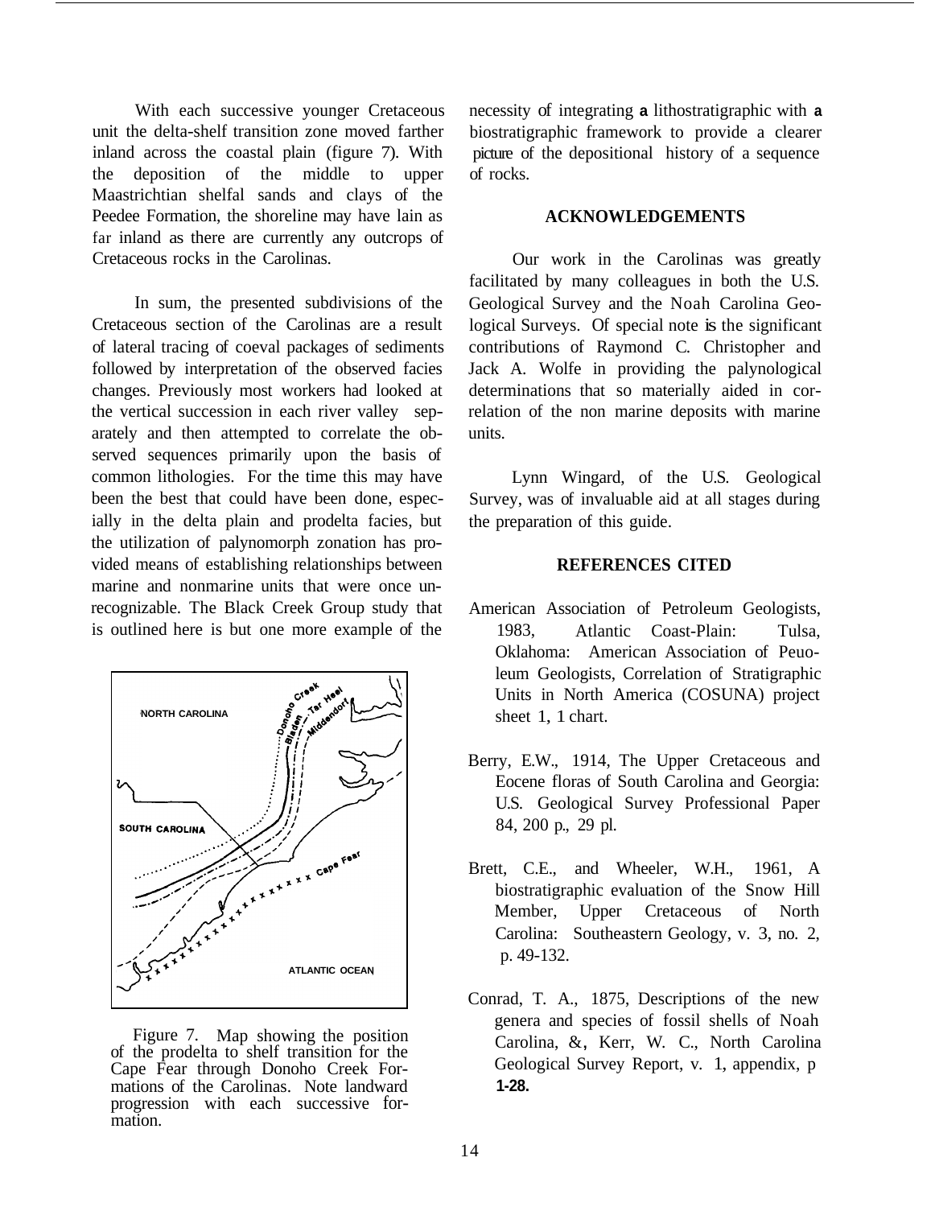With each successive younger Cretaceous unit the delta-shelf transition zone moved farther inland across the coastal plain (figure 7). With the deposition of the middle to upper Maastrichtian shelfal sands and clays of the Peedee Formation, the shoreline may have lain as far inland as there are currently any outcrops of Cretaceous rocks in the Carolinas.

In sum, the presented subdivisions of the Cretaceous section of the Carolinas are a result of lateral tracing of coeval packages of sediments followed by interpretation of the observed facies changes. Previously most workers had looked at the vertical succession in each river valley separately and then attempted to correlate the observed sequences primarily upon the basis of common lithologies. For the time this may have been the best that could have been done, especially in the delta plain and prodelta facies, but the utilization of palynomorph zonation has provided means of establishing relationships between marine and nonmarine units that were once unrecognizable. The Black Creek Group study that is outlined here is but one more example of the necessity of integrating a lithostratigraphic with a biostratigraphic framework to provide a clearer picture of the depositional history of a sequence of rocks.

Figure 7. Map showing the position of the prodelta to shelf transition for the Cape Fear through Donoho Creek Formations of the Carolinas. Note landward progression with each successive formation.

## ACKNOWLEDGEMENTS

Our work in the Carolinas was greatly facilitated by many colleagues in both the U.S. Geological Survey and the Noah Carolina Geological Surveys. Of special note is the significant contributions of Raymond C. Christopher and Jack A. Wolfe in providing the palynological determinations that so materially aided in correlation of the non marine deposits with marine units.

Lynn Wingard, of the U.S. Geological Survey, was of invaluable aid at all stages during the preparation of this guide.

## REFERENCES CITED

American Association of Petroleum Geologists, 1983, Atlantic Coast-Plain: Tulsa, Oklahoma: American Association of Peuoleum Geologists, Correlation of Stratigraphic Units in North America (COSUNA) project sheet 1, 1 chart.

Berry, E.W., 1914, The Upper Cretaceous and Eocene floras of South Carolina and Georgia: U.S. Geological Survey Professional Paper 84, 200 p., 29 pl.

Brett, C.E., and Wheeler, W.H., 1961, A biostratigraphic evaluation of the Snow Hill Member, Upper Cretaceous of North Carolina: Southeastern Geology, v. 3, no. 2, p. 49-132.

Conrad, T. A., 1875, Descriptions of the new genera and species of fossil shells of Noah Carolina, &, Kerr, W. C., North Carolina Geological Survey Report, v. 1, appendix, p 1-28.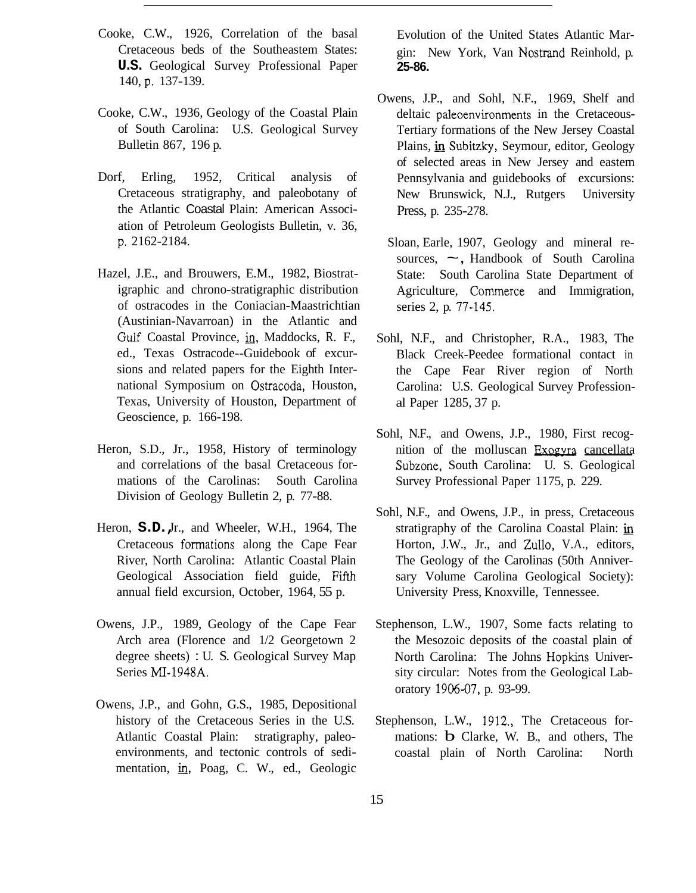Cooke, C.W., 1926, Correlation of the basal Cretaceous beds of the Southeastern States: U.S. Geological Survey Professional Paper 140, p. 137-139.

Cooke, C.W., 1936, Geology of the Coastal Plain of South Carolina: U.S. Geological Survey Bulletin 867, 196 p.

Dorf, Erling, 1952, Critical analysis of Cretaceous stratigraphy, and paleobotany of the Atlantic Coastal Plain: American Association of Petroleum Geologists Bulletin, v. 36, p. 2162-2184.

Hazel, J.E., and Brouwers, E.M., 1982, Biostratigraphic and chrono-stratigraphic distribution of ostracodes in the Coniacian-Maastrichtian (Austinian-Navarroan) in the Atlantic and Gulf Coastal Province, in, Maddocks, R. F., ed., Texas Ostracode--Guidebook of excursions and related papers for the Eighth International Symposium on Ostracoda, Houston, Texas, University of Houston, Department of Geoscience, p. 166-198.

Heron, S.D., Jr., 1958, History of terminology and correlations of the basal Cretaceous formations of the Carolinas: South Carolina Division of Geology Bulletin 2, p. 77-88.

Heron, S.D., Jr., and Wheeler, W.H., 1964, The Cretaceous formations along the Cape Fear River, North Carolina: Atlantic Coastal Plain Geological Association field guide, Fifth annual field excursion, October, 1964, 55 p.

Owens, J.P., 1989, Geology of the Cape Fear Arch area (Florence and 1/2 Georgetown 2 degree sheets) : U. S. Geological Survey Map Series MI-1948A.

Owens, J.P., and Gohn, G.S., 1985, Depositional history of the Cretaceous Series in the U.S. Atlantic Coastal Plain: stratigraphy, paleoenvironments, and tectonic controls of sedimentation, in, Poag, C. W., ed., Geologic Evolution of the United States Atlantic Margin: New York, Van Nostrand Reinhold, p. 25-86.

Owens, J.P., and Sohl, N.F., 1969, Shelf and deltaic paleoenvironments in the Cretaceous-Tertiary formations of the New Jersey Coastal Plains, in Subitzky, Seymour, editor, Geology of selected areas in New Jersey and eastern Pennsylvania and guidebooks of excursions: New Brunswick, N.J., Rutgers University Press, p. 235-278.

Sloan, Earle, 1907, Geology and mineral resources, ~, Handbook of South Carolina State: South Carolina State Department of Agriculture, Commerce and Immigration, series 2, p. 77-145.

Sohl, N.F., and Christopher, R.A., 1983, The Black Creek-Peedee formational contact in the Cape Fear River region of North Carolina: U.S. Geological Survey Professional Paper 1285, 37 p.

Sohl, N.F., and Owens, J.P., 1980, First recognition of the molluscan Exogyra cancellata Subzone, South Carolina: U. S. Geological Survey Professional Paper 1175, p. 229.

Sohl, N.F., and Owens, J.P., in press, Cretaceous stratigraphy of the Carolina Coastal Plain: in Horton, J.W., Jr., and Zullo, V.A., editors, The Geology of the Carolinas (50th Anniversary Volume Carolina Geological Society): University Press, Knoxville, Tennessee.

Stephenson, L.W., 1907, Some facts relating to the Mesozoic deposits of the coastal plain of North Carolina: The Johns Hopkins University circular: Notes from the Geological Laboratory 1906-07, p. 93-99.

Stephenson, L.W., 1912., The Cretaceous formations: In Clarke, W. B., and others, The coastal plain of North Carolina: North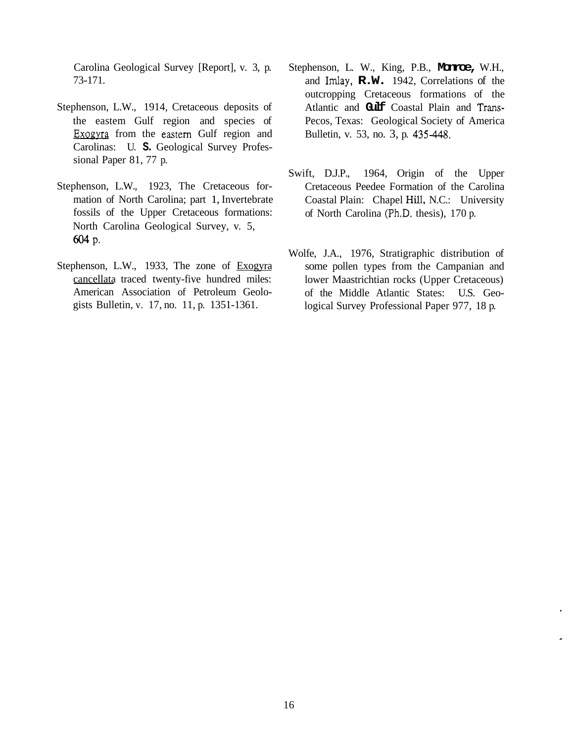Carolina Geological Survey [Report], v. 3, p. 73-171.

Stephenson, L.W., 1914, Cretaceous deposits of the eastem Gulf region and species of Exogyra from the eastern Gulf region and Carolinas: U. S. Geological Survey Professional Paper 81, 77 p.

Stephenson, L.W., 1923, The Cretaceous formation of North Carolina; part 1, Invertebrate fossils of the Upper Cretaceous formations: North Carolina Geological Survey, v. 5, 604 p.

Stephenson, L.W., 1933, The zone of Exogyra cancellata traced twenty-five hundred miles: American Association of Petroleum Geologists Bulletin, v. 17, no. 11, p. 1351-1361.

Stephenson, L. W., King, P.B., Monroe, W.H., and Imlay, R.W. 1942, Correlations of the outcropping Cretaceous formations of the Atlantic and Gulf Coastal Plain and Trans-Pecos, Texas: Geological Society of America Bulletin, v. 53, no. 3, p. 435-448.

Swift, D.J.P., 1964, Origin of the Upper Cretaceous Peedee Formation of the Carolina Coastal Plain: Chapel Hill, N.C.: University of North Carolina (Ph.D. thesis), 170 p.

Wolfe, J.A., 1976, Stratigraphic distribution of some pollen types from the Campanian and lower Maastrichtian rocks (Upper Cretaceous) of the Middle Atlantic States: U.S. Geological Survey Professional Paper 977, 18 p.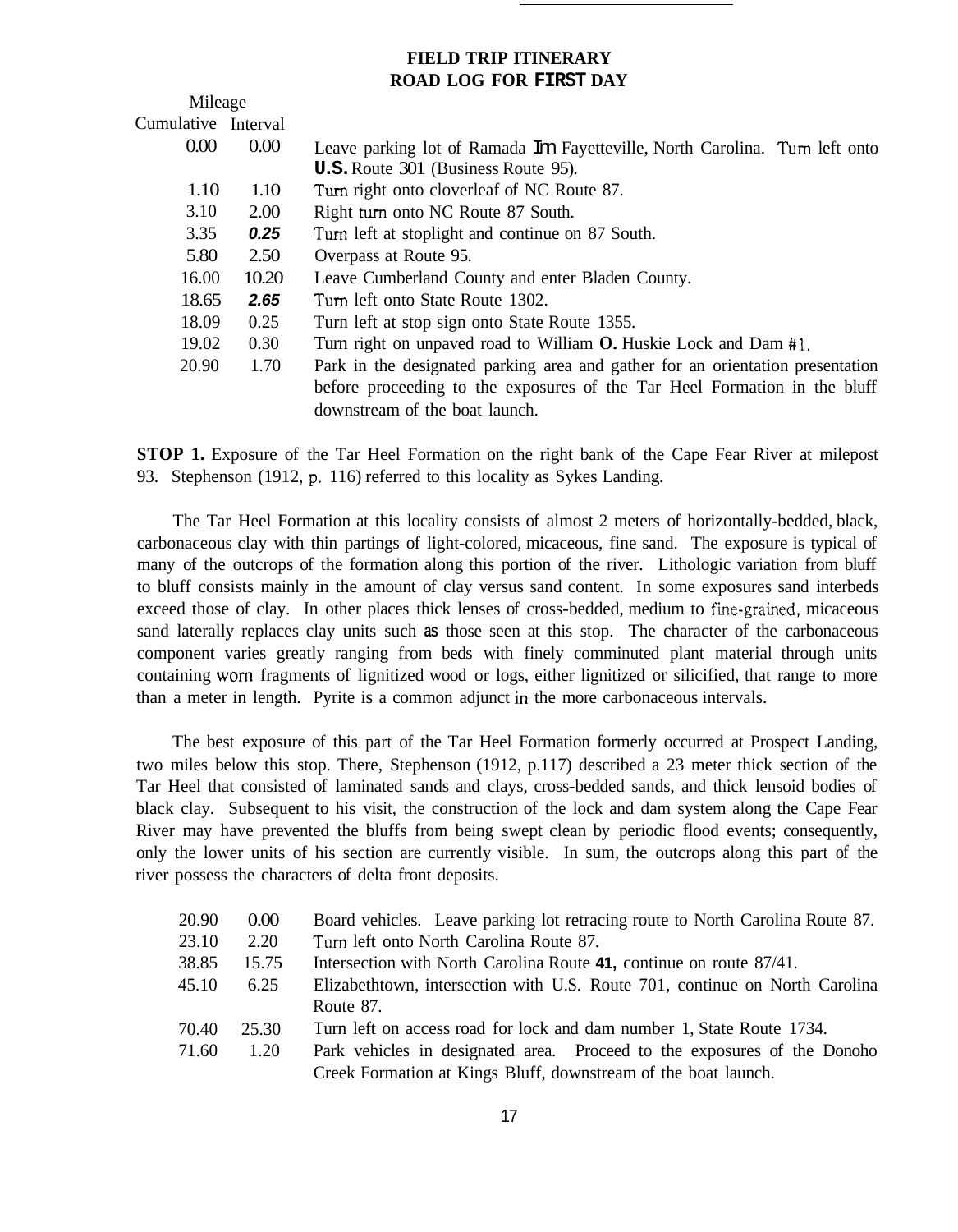## FIELD TRIP ITINERARY
## ROAD LOG FOR FIRST DAY

| Mileage | | |
|---|---|---|
| Cumulative | Interval | |
| 0.00 | 0.00 | Leave parking lot of Ramada Inn Fayetteville, North Carolina. Turn left onto **U.S.** Route 301 (Business Route 95). |
| 1.10 | 1.10 | Turn right onto cloverleaf of NC Route 87. |
| 3.10 | 2.00 | Right turn onto NC Route 87 South. |
| 3.35 | *0.25* | Turn left at stoplight and continue on 87 South. |
| 5.80 | 2.50 | Overpass at Route 95. |
| 16.00 | 10.20 | Leave Cumberland County and enter Bladen County. |
| 18.65 | *2.65* | Turn left onto State Route 1302. |
| 18.09 | 0.25 | Turn left at stop sign onto State Route 1355. |
| 19.02 | 0.30 | Turn right on unpaved road to William O. Huskie Lock and Dam #1. |
| 20.90 | 1.70 | Park in the designated parking area and gather for an orientation presentation before proceeding to the exposures of the Tar Heel Formation in the bluff downstream of the boat launch. |

**STOP 1.** Exposure of the Tar Heel Formation on the right bank of the Cape Fear River at milepost 93. Stephenson (1912, p. 116) referred to this locality as Sykes Landing.

The Tar Heel Formation at this locality consists of almost 2 meters of horizontally-bedded, black, carbonaceous clay with thin partings of light-colored, micaceous, fine sand. The exposure is typical of many of the outcrops of the formation along this portion of the river. Lithologic variation from bluff to bluff consists mainly in the amount of clay versus sand content. In some exposures sand interbeds exceed those of clay. In other places thick lenses of cross-bedded, medium to fine-grained, micaceous sand laterally replaces clay units such as those seen at this stop. The character of the carbonaceous component varies greatly ranging from beds with finely comminuted plant material through units containing worn fragments of lignitized wood or logs, either lignitized or silicified, that range to more than a meter in length. Pyrite is a common adjunct in the more carbonaceous intervals.

The best exposure of this part of the Tar Heel Formation formerly occurred at Prospect Landing, two miles below this stop. There, Stephenson (1912, p.117) described a 23 meter thick section of the Tar Heel that consisted of laminated sands and clays, cross-bedded sands, and thick lensoid bodies of black clay. Subsequent to his visit, the construction of the lock and dam system along the Cape Fear River may have prevented the bluffs from being swept clean by periodic flood events; consequently, only the lower units of his section are currently visible. In sum, the outcrops along this part of the river possess the characters of delta front deposits.

| | | |
|---|---|---|
| 20.90 | 0.00 | Board vehicles. Leave parking lot retracing route to North Carolina Route 87. |
| 23.10 | 2.20 | Turn left onto North Carolina Route 87. |
| 38.85 | 15.75 | Intersection with North Carolina Route **41,** continue on route 87/41. |
| 45.10 | 6.25 | Elizabethtown, intersection with U.S. Route 701, continue on North Carolina Route 87. |
| 70.40 | 25.30 | Turn left on access road for lock and dam number 1, State Route 1734. |
| 71.60 | 1.20 | Park vehicles in designated area. Proceed to the exposures of the Donoho Creek Formation at Kings Bluff, downstream of the boat launch. |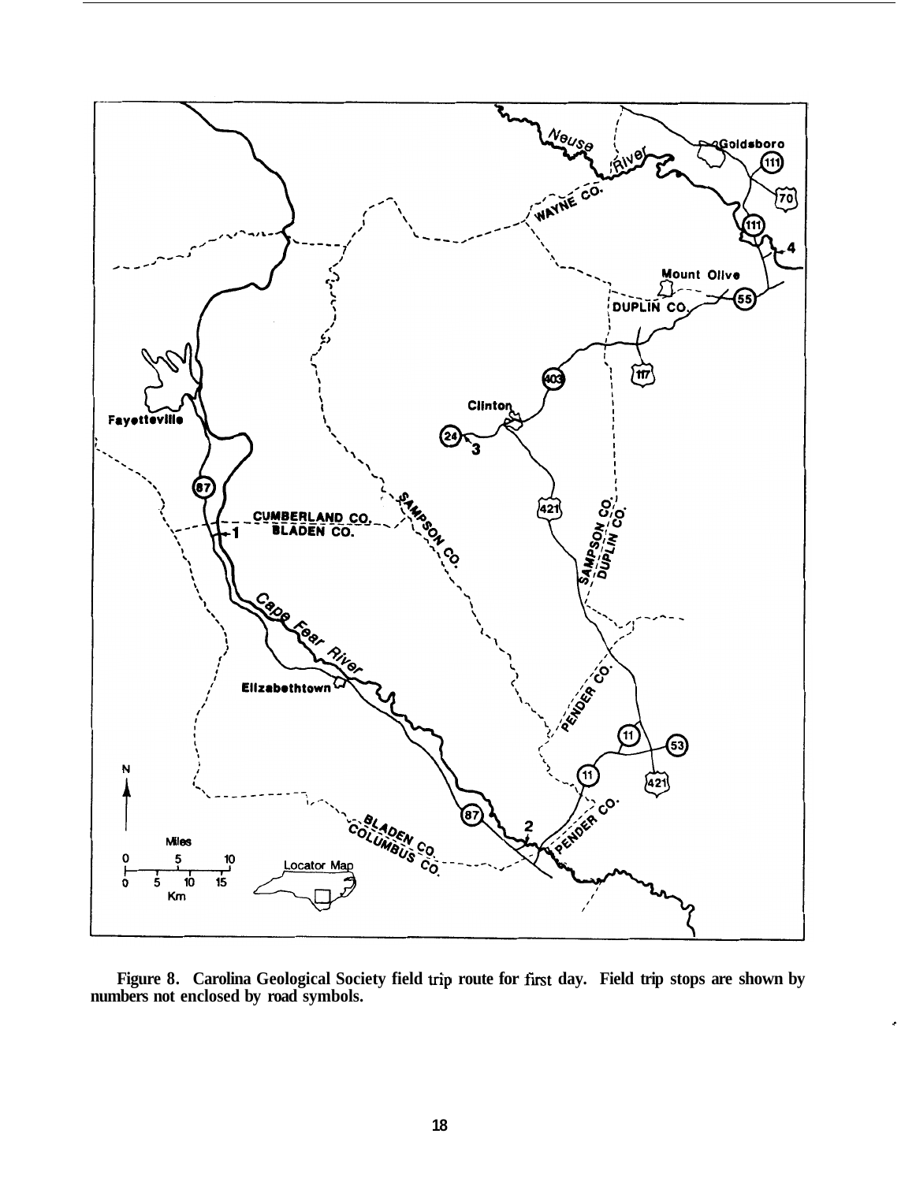**Figure 8. Carolina Geological Society field trip route for first day. Field trip stops are shown by numbers not enclosed by road symbols.**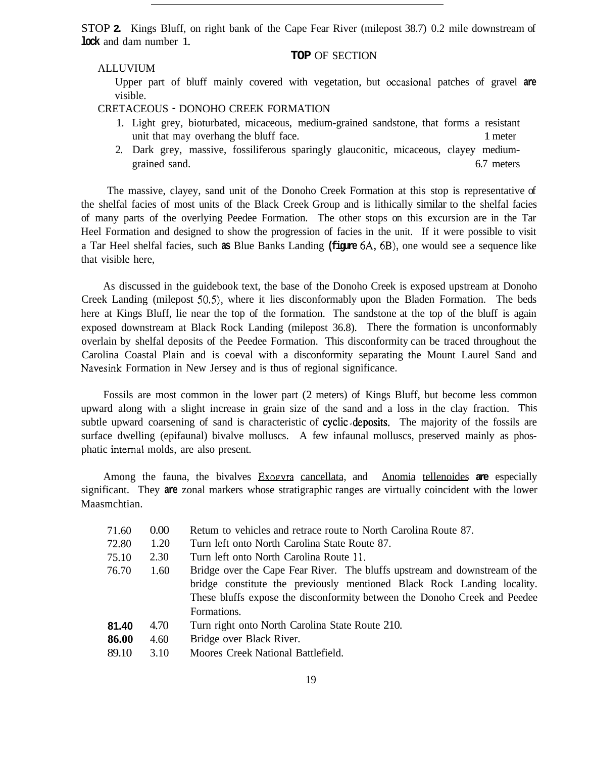STOP **2.** Kings Bluff, on right bank of the Cape Fear River (milepost 38.7) 0.2 mile downstream of **lock** and dam number 1.

**TOP** OF SECTION

ALLUVIUM

Upper part of bluff mainly covered with vegetation, but occasional patches of gravel **are** visible.

CRETACEOUS - DONOHO CREEK FORMATION

1. Light grey, bioturbated, micaceous, medium-grained sandstone, that forms a resistant unit that may overhang the bluff face. 1 meter
2. Dark grey, massive, fossiliferous sparingly glauconitic, micaceous, clayey medium-grained sand. 6.7 meters

The massive, clayey, sand unit of the Donoho Creek Formation at this stop is representative of the shelfal facies of most units of the Black Creek Group and is lithically similar to the shelfal facies of many parts of the overlying Peedee Formation. The other stops on this excursion are in the Tar Heel Formation and designed to show the progression of facies in the unit. If it were possible to visit a Tar Heel shelfal facies, such **as** Blue Banks Landing **(figure** 6A, 6B), one would see a sequence like that visible here,

As discussed in the guidebook text, the base of the Donoho Creek is exposed upstream at Donoho Creek Landing (milepost 50.5), where it lies disconformably upon the Bladen Formation. The beds here at Kings Bluff, lie near the top of the formation. The sandstone at the top of the bluff is again exposed downstream at Black Rock Landing (milepost 36.8). There the formation is unconformably overlain by shelfal deposits of the Peedee Formation. This disconformity can be traced throughout the Carolina Coastal Plain and is coeval with a disconformity separating the Mount Laurel Sand and Navesink Formation in New Jersey and is thus of regional significance.

Fossils are most common in the lower part (2 meters) of Kings Bluff, but become less common upward along with a slight increase in grain size of the sand and a loss in the clay fraction. This subtle upward coarsening of sand is characteristic of cyclic deposits. The majority of the fossils are surface dwelling (epifaunal) bivalve molluscs. A few infaunal molluscs, preserved mainly as phosphatic internal molds, are also present.

Among the fauna, the bivalves Exogyra cancellata, and Anomia tellenoides **are** especially significant. They **are** zonal markers whose stratigraphic ranges are virtually coincident with the lower Maasmchtian.

| | | |
|---|---|---|
| 71.60 | 0.00 | Return to vehicles and retrace route to North Carolina Route 87. |
| 72.80 | 1.20 | Turn left onto North Carolina State Route 87. |
| 75.10 | 2.30 | Turn left onto North Carolina Route 11. |
| 76.70 | 1.60 | Bridge over the Cape Fear River. The bluffs upstream and downstream of the bridge constitute the previously mentioned Black Rock Landing locality. These bluffs expose the disconformity between the Donoho Creek and Peedee Formations. |
| **81.40** | 4.70 | Turn right onto North Carolina State Route 210. |
| **86.00** | 4.60 | Bridge over Black River. |
| 89.10 | 3.10 | Moores Creek National Battlefield. |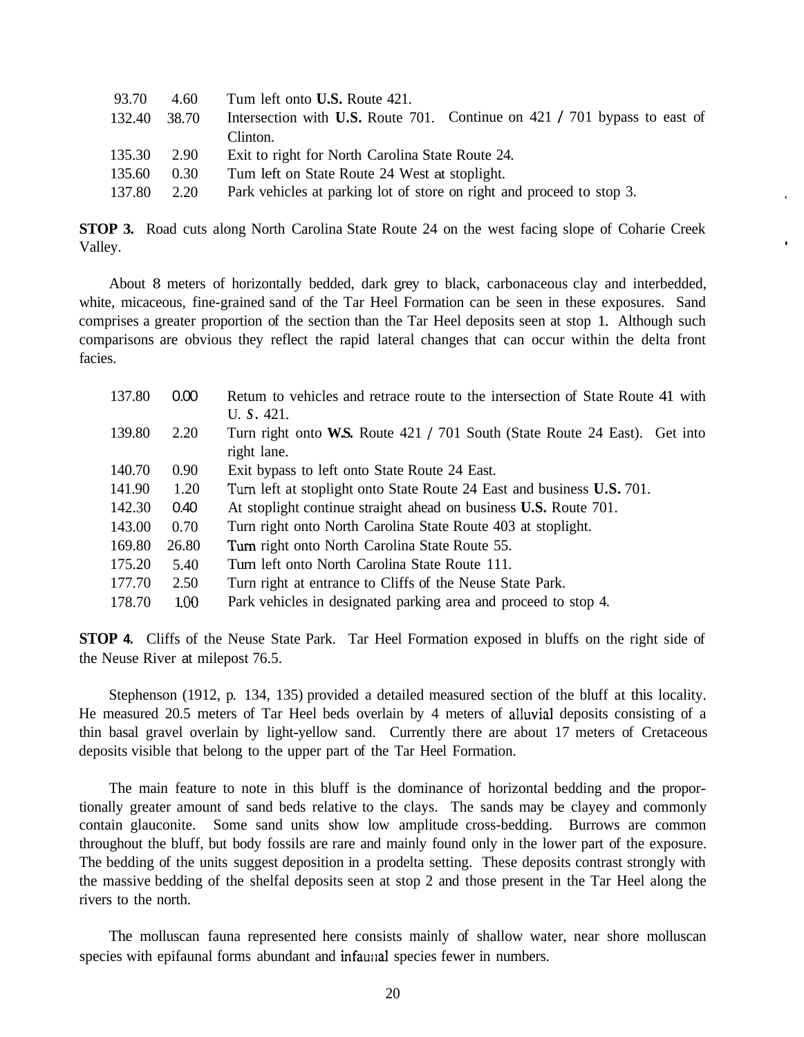| | | |
|---|---|---|
| 93.70 | 4.60 | Turn left onto **U.S.** Route 421. |
| 132.40 | 38.70 | Intersection with **U.S.** Route 701. Continue on 421 / 701 bypass to east of Clinton. |
| 135.30 | 2.90 | Exit to right for North Carolina State Route 24. |
| 135.60 | 0.30 | Turn left on State Route 24 West at stoplight. |
| 137.80 | 2.20 | Park vehicles at parking lot of store on right and proceed to stop 3. |

**STOP 3.** Road cuts along North Carolina State Route 24 on the west facing slope of Coharie Creek Valley.

About 8 meters of horizontally bedded, dark grey to black, carbonaceous clay and interbedded, white, micaceous, fine-grained sand of the Tar Heel Formation can be seen in these exposures. Sand comprises a greater proportion of the section than the Tar Heel deposits seen at stop 1. Although such comparisons are obvious they reflect the rapid lateral changes that can occur within the delta front facies.

| | | |
|---|---|---|
| 137.80 | 0.00 | Return to vehicles and retrace route to the intersection of State Route 41 with U. S. 421. |
| 139.80 | 2.20 | Turn right onto **W.S.** Route 421 / 701 South (State Route 24 East). Get into right lane. |
| 140.70 | 0.90 | Exit bypass to left onto State Route 24 East. |
| 141.90 | 1.20 | Turn left at stoplight onto State Route 24 East and business **U.S.** 701. |
| 142.30 | 0.40 | At stoplight continue straight ahead on business **U.S.** Route 701. |
| 143.00 | 0.70 | Turn right onto North Carolina State Route 403 at stoplight. |
| 169.80 | 26.80 | Turn right onto North Carolina State Route 55. |
| 175.20 | 5.40 | Turn left onto North Carolina State Route 111. |
| 177.70 | 2.50 | Turn right at entrance to Cliffs of the Neuse State Park. |
| 178.70 | 1.00 | Park vehicles in designated parking area and proceed to stop 4. |

**STOP 4.** Cliffs of the Neuse State Park. Tar Heel Formation exposed in bluffs on the right side of the Neuse River at milepost 76.5.

Stephenson (1912, p. 134, 135) provided a detailed measured section of the bluff at this locality. He measured 20.5 meters of Tar Heel beds overlain by 4 meters of alluvial deposits consisting of a thin basal gravel overlain by light-yellow sand. Currently there are about 17 meters of Cretaceous deposits visible that belong to the upper part of the Tar Heel Formation.

The main feature to note in this bluff is the dominance of horizontal bedding and the proportionally greater amount of sand beds relative to the clays. The sands may be clayey and commonly contain glauconite. Some sand units show low amplitude cross-bedding. Burrows are common throughout the bluff, but body fossils are rare and mainly found only in the lower part of the exposure. The bedding of the units suggest deposition in a prodelta setting. These deposits contrast strongly with the massive bedding of the shelfal deposits seen at stop 2 and those present in the Tar Heel along the rivers to the north.

The molluscan fauna represented here consists mainly of shallow water, near shore molluscan species with epifaunal forms abundant and infaunal species fewer in numbers.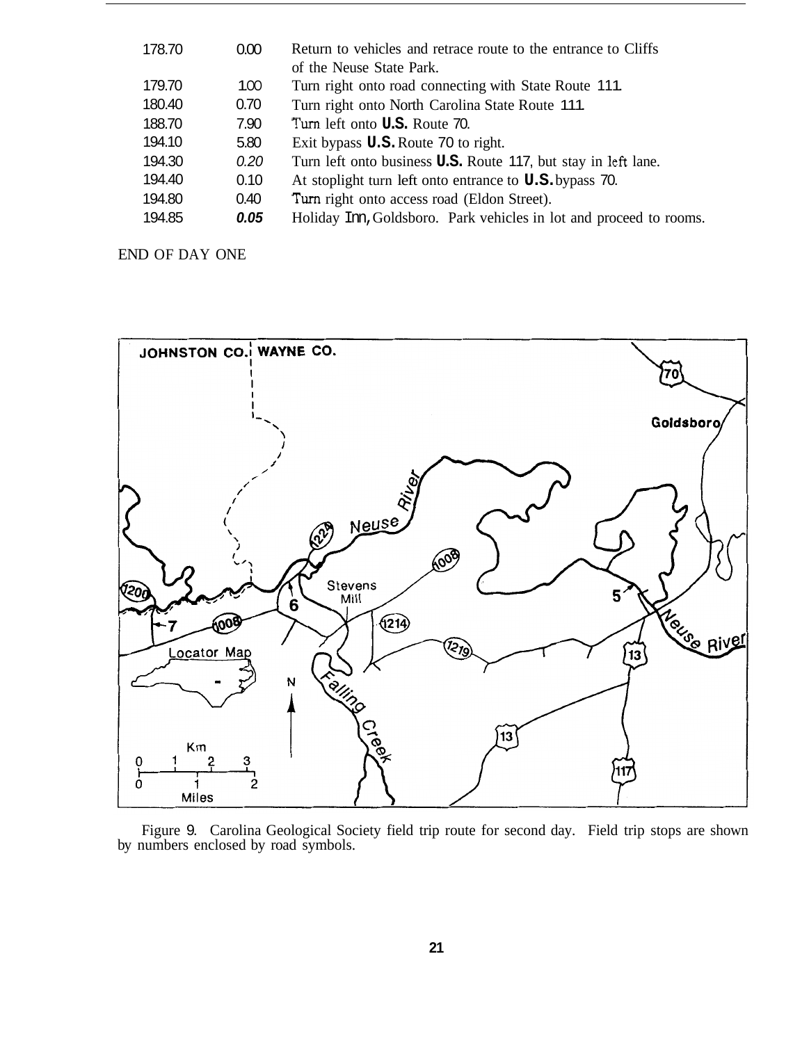| | | |
|---|---|---|
| 178.70 | 0.00 | Return to vehicles and retrace route to the entrance to Cliffs of the Neuse State Park. |
| 179.70 | 1.00 | Turn right onto road connecting with State Route 111. |
| 180.40 | 0.70 | Turn right onto North Carolina State Route 111. |
| 188.70 | 7.90 | Turn left onto U.S. Route 70. |
| 194.10 | 5.80 | Exit bypass U.S. Route 70 to right. |
| 194.30 | 0.20 | Turn left onto business U.S. Route 117, but stay in left lane. |
| 194.40 | 0.10 | At stoplight turn left onto entrance to U.S. bypass 70. |
| 194.80 | 0.40 | Turn right onto access road (Eldon Street). |
| 194.85 | 0.05 | Holiday Inn, Goldsboro. Park vehicles in lot and proceed to rooms. |

END OF DAY ONE

Figure 9. Carolina Geological Society field trip route for second day. Field trip stops are shown by numbers enclosed by road symbols.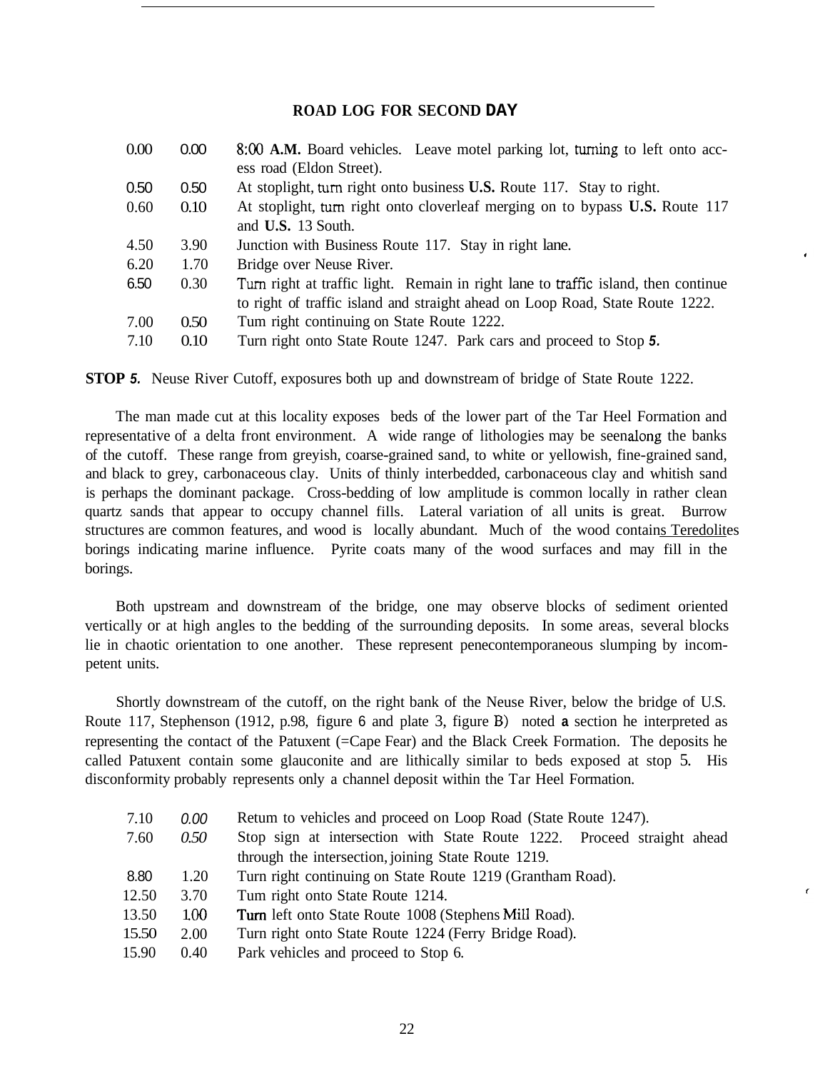## ROAD LOG FOR SECOND DAY

| | | |
|---|---|---|
| 0.00 | 0.00 | 8:00 **A.M.** Board vehicles. Leave motel parking lot, turning to left onto access road (Eldon Street). |
| 0.50 | 0.50 | At stoplight, turn right onto business **U.S.** Route 117. Stay to right. |
| 0.60 | 0.10 | At stoplight, turn right onto cloverleaf merging on to bypass **U.S.** Route 117 and **U.S.** 13 South. |
| 4.50 | 3.90 | Junction with Business Route 117. Stay in right lane. |
| 6.20 | 1.70 | Bridge over Neuse River. |
| 6.50 | 0.30 | Turn right at traffic light. Remain in right lane to traffic island, then continue to right of traffic island and straight ahead on Loop Road, State Route 1222. |
| 7.00 | 0.50 | Tum right continuing on State Route 1222. |
| 7.10 | 0.10 | Turn right onto State Route 1247. Park cars and proceed to Stop *5.* |

**STOP *5.*** Neuse River Cutoff, exposures both up and downstream of bridge of State Route 1222.

The man made cut at this locality exposes beds of the lower part of the Tar Heel Formation and representative of a delta front environment. A wide range of lithologies may be seen along the banks of the cutoff. These range from greyish, coarse-grained sand, to white or yellowish, fine-grained sand, and black to grey, carbonaceous clay. Units of thinly interbedded, carbonaceous clay and whitish sand is perhaps the dominant package. Cross-bedding of low amplitude is common locally in rather clean quartz sands that appear to occupy channel fills. Lateral variation of all units is great. Burrow structures are common features, and wood is locally abundant. Much of the wood contains Teredolites borings indicating marine influence. Pyrite coats many of the wood surfaces and may fill in the borings.

Both upstream and downstream of the bridge, one may observe blocks of sediment oriented vertically or at high angles to the bedding of the surrounding deposits. In some areas, several blocks lie in chaotic orientation to one another. These represent penecontemporaneous slumping by incompetent units.

Shortly downstream of the cutoff, on the right bank of the Neuse River, below the bridge of U.S. Route 117, Stephenson (1912, p.98, figure 6 and plate 3, figure B) noted **a** section he interpreted as representing the contact of the Patuxent (=Cape Fear) and the Black Creek Formation. The deposits he called Patuxent contain some glauconite and are lithically similar to beds exposed at stop 5. His disconformity probably represents only a channel deposit within the Tar Heel Formation.

| | | |
|---|---|---|
| 7.10 | *0.00* | Retum to vehicles and proceed on Loop Road (State Route 1247). |
| 7.60 | *0.50* | Stop sign at intersection with State Route 1222. Proceed straight ahead through the intersection, joining State Route 1219. |
| 8.80 | 1.20 | Turn right continuing on State Route 1219 (Grantham Road). |
| 12.50 | 3.70 | Tum right onto State Route 1214. |
| 13.50 | 1.00 | Turn left onto State Route 1008 (Stephens Mill Road). |
| 15.50 | 2.00 | Turn right onto State Route 1224 (Ferry Bridge Road). |
| 15.90 | 0.40 | Park vehicles and proceed to Stop 6. |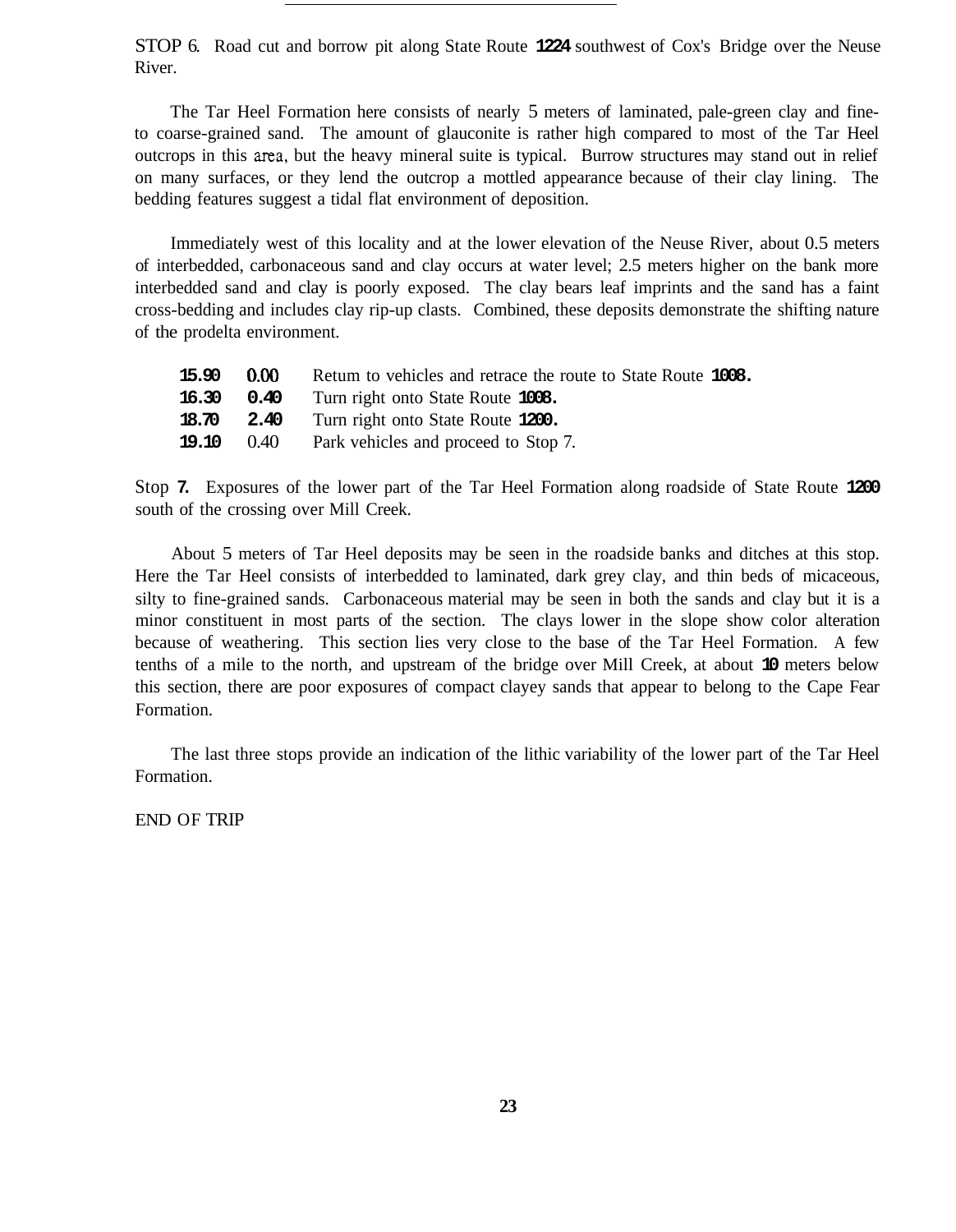STOP 6. Road cut and borrow pit along State Route **1224** southwest of Cox's Bridge over the Neuse River.

The Tar Heel Formation here consists of nearly 5 meters of laminated, pale-green clay and fine- to coarse-grained sand. The amount of glauconite is rather high compared to most of the Tar Heel outcrops in this area, but the heavy mineral suite is typical. Burrow structures may stand out in relief on many surfaces, or they lend the outcrop a mottled appearance because of their clay lining. The bedding features suggest a tidal flat environment of deposition.

Immediately west of this locality and at the lower elevation of the Neuse River, about 0.5 meters of interbedded, carbonaceous sand and clay occurs at water level; 2.5 meters higher on the bank more interbedded sand and clay is poorly exposed. The clay bears leaf imprints and the sand has a faint cross-bedding and includes clay rip-up clasts. Combined, these deposits demonstrate the shifting nature of the prodelta environment.

| | | |
|---|---|---|
| **15.90** | **0.00** | Return to vehicles and retrace the route to State Route **1008.** |
| **16.30** | **0.40** | Turn right onto State Route **1008.** |
| **18.70** | **2.40** | Turn right onto State Route **1200.** |
| **19.10** | 0.40 | Park vehicles and proceed to Stop 7. |

Stop **7.** Exposures of the lower part of the Tar Heel Formation along roadside of State Route **1200** south of the crossing over Mill Creek.

About 5 meters of Tar Heel deposits may be seen in the roadside banks and ditches at this stop. Here the Tar Heel consists of interbedded to laminated, dark grey clay, and thin beds of micaceous, silty to fine-grained sands. Carbonaceous material may be seen in both the sands and clay but it is a minor constituent in most parts of the section. The clays lower in the slope show color alteration because of weathering. This section lies very close to the base of the Tar Heel Formation. A few tenths of a mile to the north, and upstream of the bridge over Mill Creek, at about **10** meters below this section, there are poor exposures of compact clayey sands that appear to belong to the Cape Fear Formation.

The last three stops provide an indication of the lithic variability of the lower part of the Tar Heel Formation.

END OF TRIP